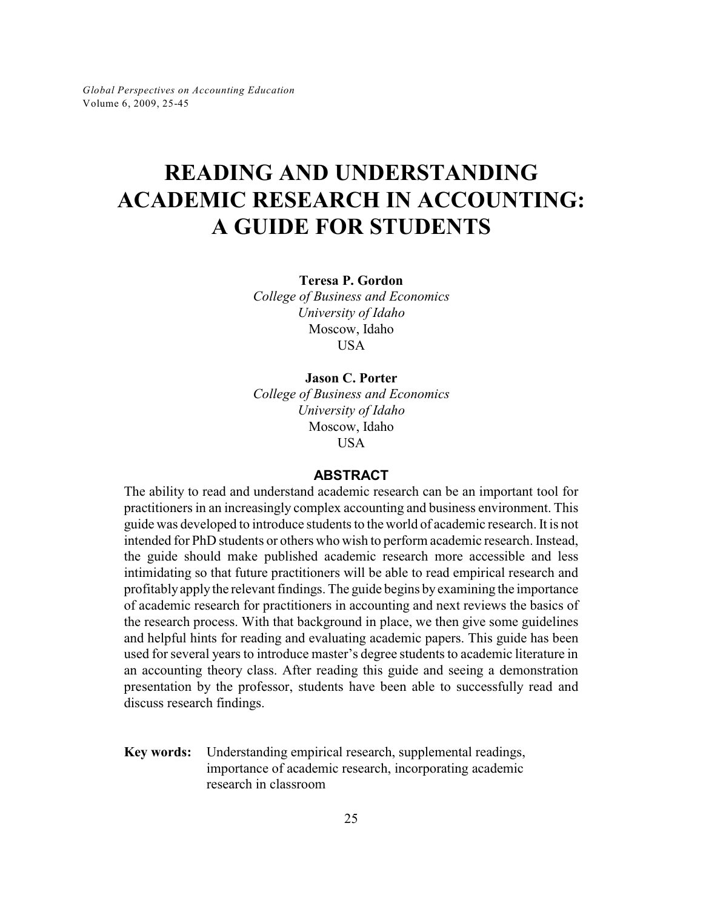# READING AND UNDERSTANDING ACADEMIC RESEARCH IN ACCOUNTING: A GUIDE FOR STUDENTS

**Teresa P. Gordon**
*College of Business and Economics*
*University of Idaho*
Moscow, Idaho
USA

**Jason C. Porter**
*College of Business and Economics*
*University of Idaho*
Moscow, Idaho
USA

## ABSTRACT

The ability to read and understand academic research can be an important tool for practitioners in an increasingly complex accounting and business environment. This guide was developed to introduce students to the world of academic research. It is not intended for PhD students or others who wish to perform academic research. Instead, the guide should make published academic research more accessible and less intimidating so that future practitioners will be able to read empirical research and profitably apply the relevant findings. The guide begins by examining the importance of academic research for practitioners in accounting and next reviews the basics of the research process. With that background in place, we then give some guidelines and helpful hints for reading and evaluating academic papers. This guide has been used for several years to introduce master's degree students to academic literature in an accounting theory class. After reading this guide and seeing a demonstration presentation by the professor, students have been able to successfully read and discuss research findings.

**Key words:** Understanding empirical research, supplemental readings, importance of academic research, incorporating academic research in classroom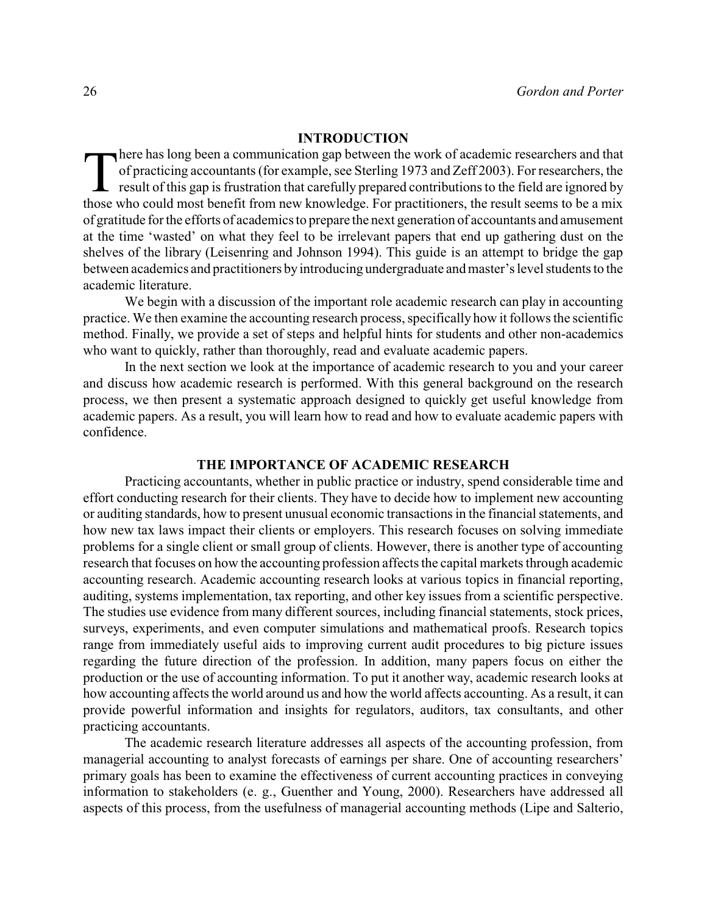## INTRODUCTION

There has long been a communication gap between the work of academic researchers and that of practicing accountants (for example, see Sterling 1973 and Zeff 2003). For researchers, the result of this gap is frustration that carefully prepared contributions to the field are ignored by those who could most benefit from new knowledge. For practitioners, the result seems to be a mix of gratitude for the efforts of academics to prepare the next generation of accountants and amusement at the time 'wasted' on what they feel to be irrelevant papers that end up gathering dust on the shelves of the library (Leisenring and Johnson 1994). This guide is an attempt to bridge the gap between academics and practitioners by introducing undergraduate and master's level students to the academic literature.

We begin with a discussion of the important role academic research can play in accounting practice. We then examine the accounting research process, specifically how it follows the scientific method. Finally, we provide a set of steps and helpful hints for students and other non-academics who want to quickly, rather than thoroughly, read and evaluate academic papers.

In the next section we look at the importance of academic research to you and your career and discuss how academic research is performed. With this general background on the research process, we then present a systematic approach designed to quickly get useful knowledge from academic papers. As a result, you will learn how to read and how to evaluate academic papers with confidence.

## THE IMPORTANCE OF ACADEMIC RESEARCH

Practicing accountants, whether in public practice or industry, spend considerable time and effort conducting research for their clients. They have to decide how to implement new accounting or auditing standards, how to present unusual economic transactions in the financial statements, and how new tax laws impact their clients or employers. This research focuses on solving immediate problems for a single client or small group of clients. However, there is another type of accounting research that focuses on how the accounting profession affects the capital markets through academic accounting research. Academic accounting research looks at various topics in financial reporting, auditing, systems implementation, tax reporting, and other key issues from a scientific perspective. The studies use evidence from many different sources, including financial statements, stock prices, surveys, experiments, and even computer simulations and mathematical proofs. Research topics range from immediately useful aids to improving current audit procedures to big picture issues regarding the future direction of the profession. In addition, many papers focus on either the production or the use of accounting information. To put it another way, academic research looks at how accounting affects the world around us and how the world affects accounting. As a result, it can provide powerful information and insights for regulators, auditors, tax consultants, and other practicing accountants.

The academic research literature addresses all aspects of the accounting profession, from managerial accounting to analyst forecasts of earnings per share. One of accounting researchers' primary goals has been to examine the effectiveness of current accounting practices in conveying information to stakeholders (e. g., Guenther and Young, 2000). Researchers have addressed all aspects of this process, from the usefulness of managerial accounting methods (Lipe and Salterio,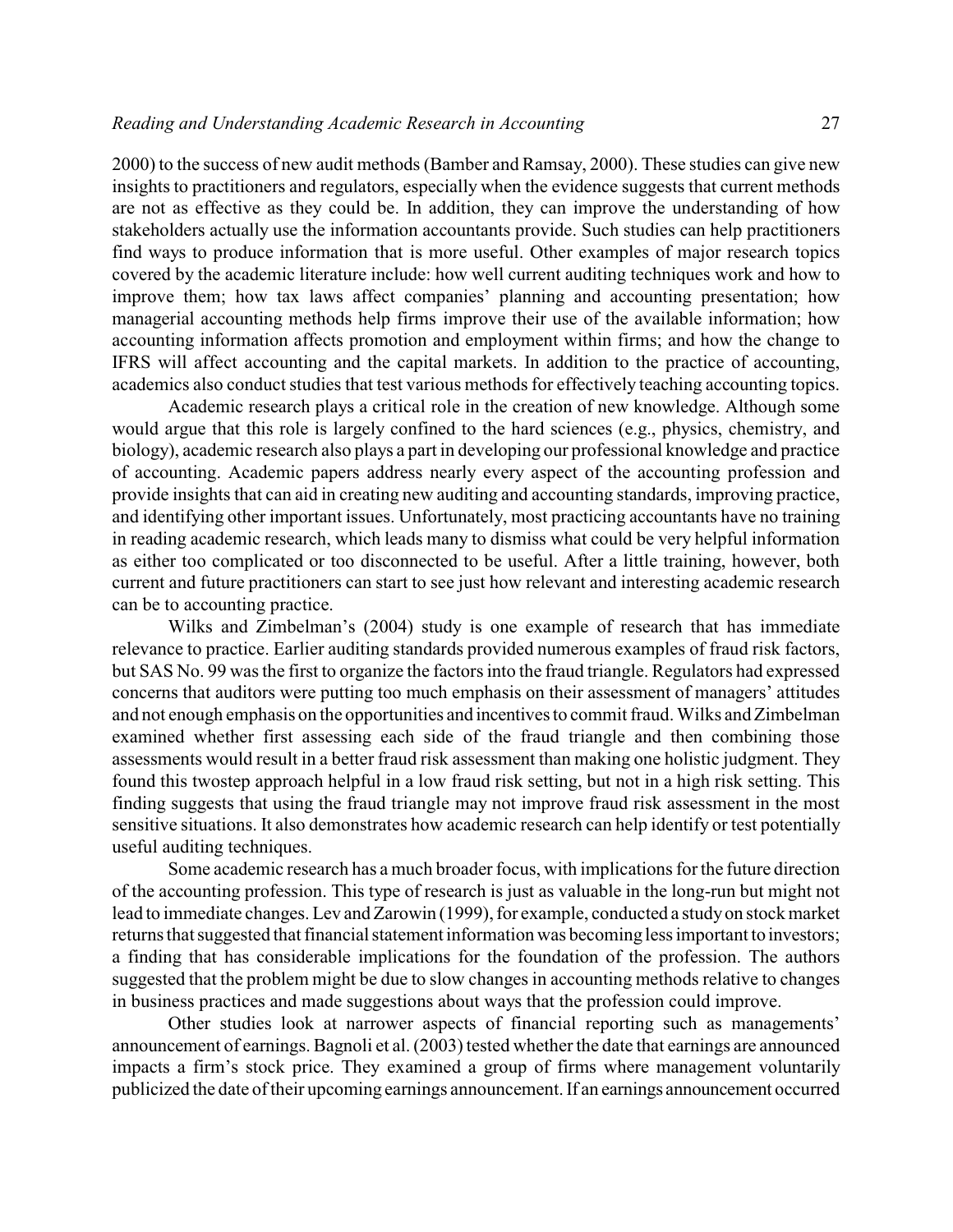2000) to the success of new audit methods (Bamber and Ramsay, 2000). These studies can give new insights to practitioners and regulators, especially when the evidence suggests that current methods are not as effective as they could be. In addition, they can improve the understanding of how stakeholders actually use the information accountants provide. Such studies can help practitioners find ways to produce information that is more useful. Other examples of major research topics covered by the academic literature include: how well current auditing techniques work and how to improve them; how tax laws affect companies' planning and accounting presentation; how managerial accounting methods help firms improve their use of the available information; how accounting information affects promotion and employment within firms; and how the change to IFRS will affect accounting and the capital markets. In addition to the practice of accounting, academics also conduct studies that test various methods for effectively teaching accounting topics.

Academic research plays a critical role in the creation of new knowledge. Although some would argue that this role is largely confined to the hard sciences (e.g., physics, chemistry, and biology), academic research also plays a part in developing our professional knowledge and practice of accounting. Academic papers address nearly every aspect of the accounting profession and provide insights that can aid in creating new auditing and accounting standards, improving practice, and identifying other important issues. Unfortunately, most practicing accountants have no training in reading academic research, which leads many to dismiss what could be very helpful information as either too complicated or too disconnected to be useful. After a little training, however, both current and future practitioners can start to see just how relevant and interesting academic research can be to accounting practice.

Wilks and Zimbelman's (2004) study is one example of research that has immediate relevance to practice. Earlier auditing standards provided numerous examples of fraud risk factors, but SAS No. 99 was the first to organize the factors into the fraud triangle. Regulators had expressed concerns that auditors were putting too much emphasis on their assessment of managers' attitudes and not enough emphasis on the opportunities and incentives to commit fraud. Wilks and Zimbelman examined whether first assessing each side of the fraud triangle and then combining those assessments would result in a better fraud risk assessment than making one holistic judgment. They found this twostep approach helpful in a low fraud risk setting, but not in a high risk setting. This finding suggests that using the fraud triangle may not improve fraud risk assessment in the most sensitive situations. It also demonstrates how academic research can help identify or test potentially useful auditing techniques.

Some academic research has a much broader focus, with implications for the future direction of the accounting profession. This type of research is just as valuable in the long-run but might not lead to immediate changes. Lev and Zarowin (1999), for example, conducted a study on stock market returns that suggested that financial statement information was becoming less important to investors; a finding that has considerable implications for the foundation of the profession. The authors suggested that the problem might be due to slow changes in accounting methods relative to changes in business practices and made suggestions about ways that the profession could improve.

Other studies look at narrower aspects of financial reporting such as managements' announcement of earnings. Bagnoli et al. (2003) tested whether the date that earnings are announced impacts a firm's stock price. They examined a group of firms where management voluntarily publicized the date of their upcoming earnings announcement. If an earnings announcement occurred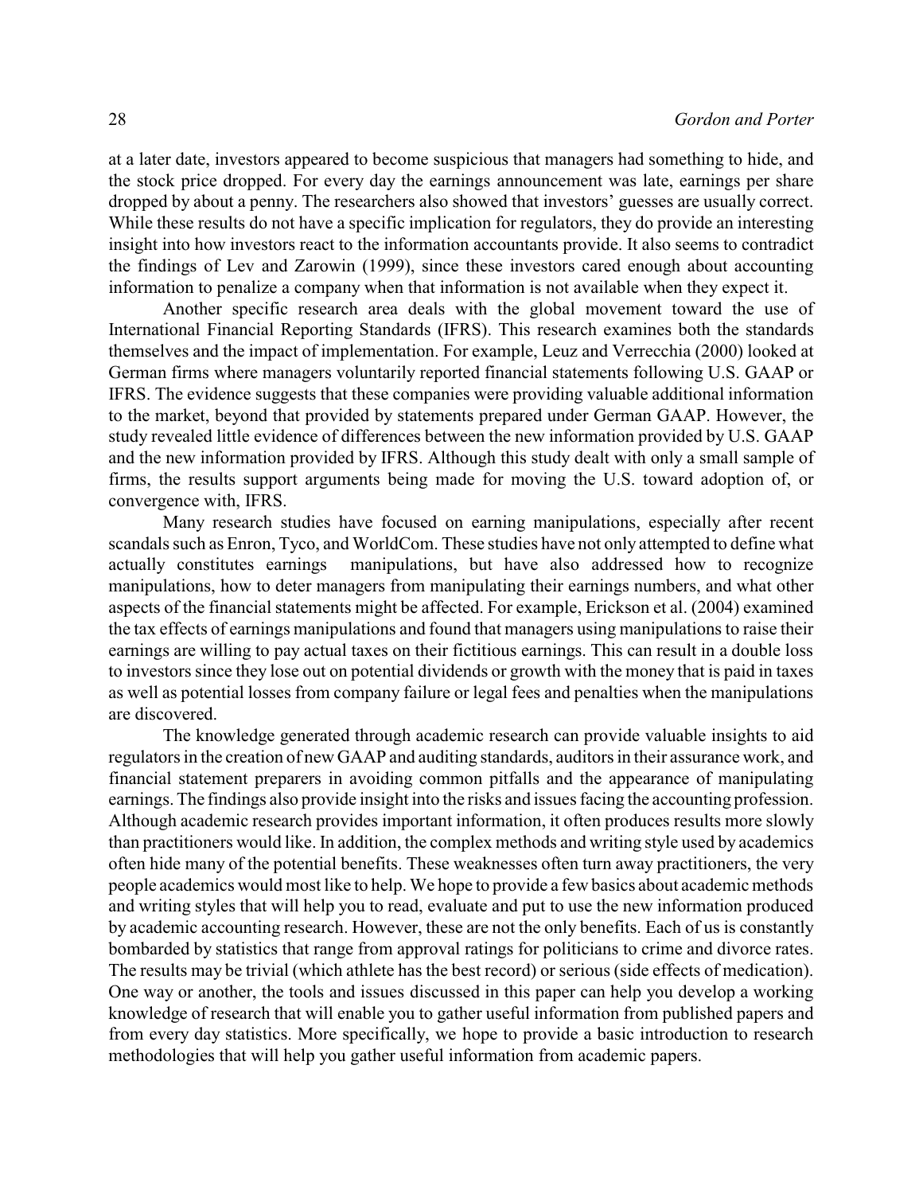at a later date, investors appeared to become suspicious that managers had something to hide, and the stock price dropped. For every day the earnings announcement was late, earnings per share dropped by about a penny. The researchers also showed that investors' guesses are usually correct. While these results do not have a specific implication for regulators, they do provide an interesting insight into how investors react to the information accountants provide. It also seems to contradict the findings of Lev and Zarowin (1999), since these investors cared enough about accounting information to penalize a company when that information is not available when they expect it.

Another specific research area deals with the global movement toward the use of International Financial Reporting Standards (IFRS). This research examines both the standards themselves and the impact of implementation. For example, Leuz and Verrecchia (2000) looked at German firms where managers voluntarily reported financial statements following U.S. GAAP or IFRS. The evidence suggests that these companies were providing valuable additional information to the market, beyond that provided by statements prepared under German GAAP. However, the study revealed little evidence of differences between the new information provided by U.S. GAAP and the new information provided by IFRS. Although this study dealt with only a small sample of firms, the results support arguments being made for moving the U.S. toward adoption of, or convergence with, IFRS.

Many research studies have focused on earning manipulations, especially after recent scandals such as Enron, Tyco, and WorldCom. These studies have not only attempted to define what actually constitutes earnings manipulations, but have also addressed how to recognize manipulations, how to deter managers from manipulating their earnings numbers, and what other aspects of the financial statements might be affected. For example, Erickson et al. (2004) examined the tax effects of earnings manipulations and found that managers using manipulations to raise their earnings are willing to pay actual taxes on their fictitious earnings. This can result in a double loss to investors since they lose out on potential dividends or growth with the money that is paid in taxes as well as potential losses from company failure or legal fees and penalties when the manipulations are discovered.

The knowledge generated through academic research can provide valuable insights to aid regulators in the creation of new GAAP and auditing standards, auditors in their assurance work, and financial statement preparers in avoiding common pitfalls and the appearance of manipulating earnings. The findings also provide insight into the risks and issues facing the accounting profession. Although academic research provides important information, it often produces results more slowly than practitioners would like. In addition, the complex methods and writing style used by academics often hide many of the potential benefits. These weaknesses often turn away practitioners, the very people academics would most like to help. We hope to provide a few basics about academic methods and writing styles that will help you to read, evaluate and put to use the new information produced by academic accounting research. However, these are not the only benefits. Each of us is constantly bombarded by statistics that range from approval ratings for politicians to crime and divorce rates. The results may be trivial (which athlete has the best record) or serious (side effects of medication). One way or another, the tools and issues discussed in this paper can help you develop a working knowledge of research that will enable you to gather useful information from published papers and from every day statistics. More specifically, we hope to provide a basic introduction to research methodologies that will help you gather useful information from academic papers.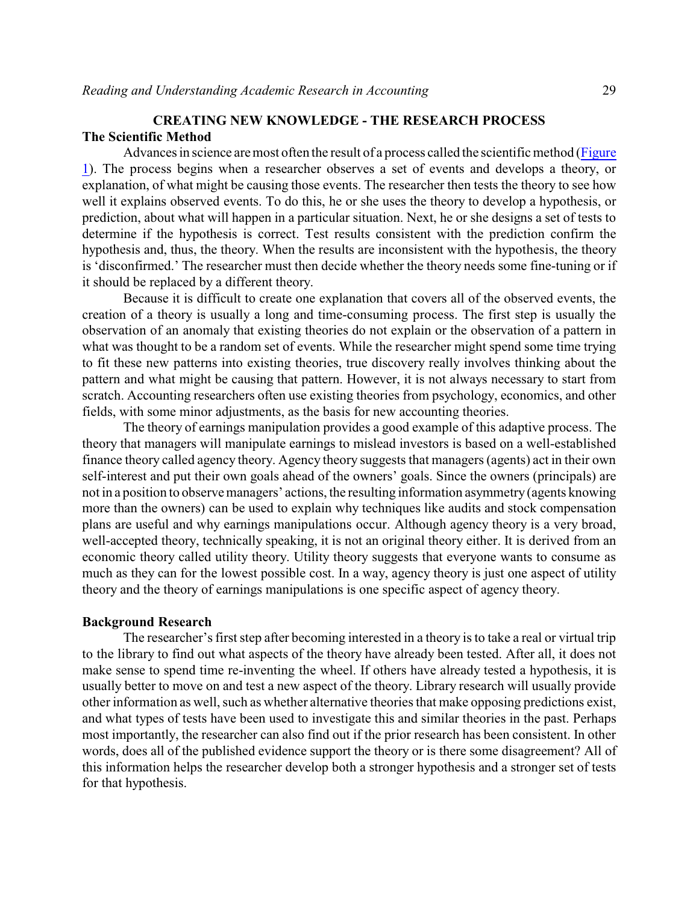## CREATING NEW KNOWLEDGE - THE RESEARCH PROCESS

### The Scientific Method

Advances in science are most often the result of a process called the scientific method (Figure 1). The process begins when a researcher observes a set of events and develops a theory, or explanation, of what might be causing those events. The researcher then tests the theory to see how well it explains observed events. To do this, he or she uses the theory to develop a hypothesis, or prediction, about what will happen in a particular situation. Next, he or she designs a set of tests to determine if the hypothesis is correct. Test results consistent with the prediction confirm the hypothesis and, thus, the theory. When the results are inconsistent with the hypothesis, the theory is 'disconfirmed.' The researcher must then decide whether the theory needs some fine-tuning or if it should be replaced by a different theory.

Because it is difficult to create one explanation that covers all of the observed events, the creation of a theory is usually a long and time-consuming process. The first step is usually the observation of an anomaly that existing theories do not explain or the observation of a pattern in what was thought to be a random set of events. While the researcher might spend some time trying to fit these new patterns into existing theories, true discovery really involves thinking about the pattern and what might be causing that pattern. However, it is not always necessary to start from scratch. Accounting researchers often use existing theories from psychology, economics, and other fields, with some minor adjustments, as the basis for new accounting theories.

The theory of earnings manipulation provides a good example of this adaptive process. The theory that managers will manipulate earnings to mislead investors is based on a well-established finance theory called agency theory. Agency theory suggests that managers (agents) act in their own self-interest and put their own goals ahead of the owners' goals. Since the owners (principals) are not in a position to observe managers' actions, the resulting information asymmetry (agents knowing more than the owners) can be used to explain why techniques like audits and stock compensation plans are useful and why earnings manipulations occur. Although agency theory is a very broad, well-accepted theory, technically speaking, it is not an original theory either. It is derived from an economic theory called utility theory. Utility theory suggests that everyone wants to consume as much as they can for the lowest possible cost. In a way, agency theory is just one aspect of utility theory and the theory of earnings manipulations is one specific aspect of agency theory.

### Background Research

The researcher's first step after becoming interested in a theory is to take a real or virtual trip to the library to find out what aspects of the theory have already been tested. After all, it does not make sense to spend time re-inventing the wheel. If others have already tested a hypothesis, it is usually better to move on and test a new aspect of the theory. Library research will usually provide other information as well, such as whether alternative theories that make opposing predictions exist, and what types of tests have been used to investigate this and similar theories in the past. Perhaps most importantly, the researcher can also find out if the prior research has been consistent. In other words, does all of the published evidence support the theory or is there some disagreement? All of this information helps the researcher develop both a stronger hypothesis and a stronger set of tests for that hypothesis.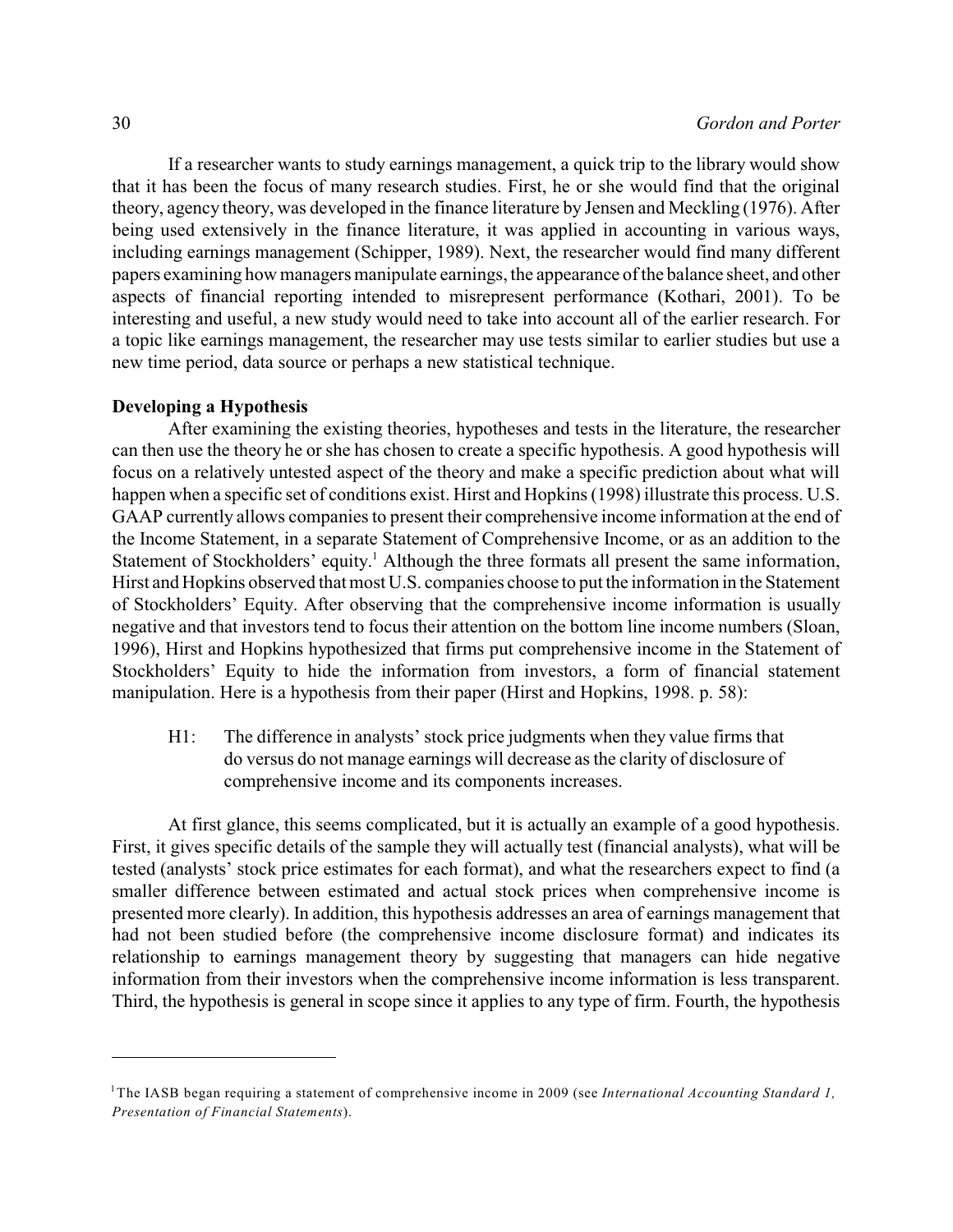If a researcher wants to study earnings management, a quick trip to the library would show that it has been the focus of many research studies. First, he or she would find that the original theory, agency theory, was developed in the finance literature by Jensen and Meckling (1976). After being used extensively in the finance literature, it was applied in accounting in various ways, including earnings management (Schipper, 1989). Next, the researcher would find many different papers examining how managers manipulate earnings, the appearance of the balance sheet, and other aspects of financial reporting intended to misrepresent performance (Kothari, 2001). To be interesting and useful, a new study would need to take into account all of the earlier research. For a topic like earnings management, the researcher may use tests similar to earlier studies but use a new time period, data source or perhaps a new statistical technique.

### Developing a Hypothesis

After examining the existing theories, hypotheses and tests in the literature, the researcher can then use the theory he or she has chosen to create a specific hypothesis. A good hypothesis will focus on a relatively untested aspect of the theory and make a specific prediction about what will happen when a specific set of conditions exist. Hirst and Hopkins (1998) illustrate this process. U.S. GAAP currently allows companies to present their comprehensive income information at the end of the Income Statement, in a separate Statement of Comprehensive Income, or as an addition to the Statement of Stockholders' equity.[1] Although the three formats all present the same information, Hirst and Hopkins observed that most U.S. companies choose to put the information in the Statement of Stockholders' Equity. After observing that the comprehensive income information is usually negative and that investors tend to focus their attention on the bottom line income numbers (Sloan, 1996), Hirst and Hopkins hypothesized that firms put comprehensive income in the Statement of Stockholders' Equity to hide the information from investors, a form of financial statement manipulation. Here is a hypothesis from their paper (Hirst and Hopkins, 1998. p. 58):

> H1: The difference in analysts' stock price judgments when they value firms that do versus do not manage earnings will decrease as the clarity of disclosure of comprehensive income and its components increases.

At first glance, this seems complicated, but it is actually an example of a good hypothesis. First, it gives specific details of the sample they will actually test (financial analysts), what will be tested (analysts' stock price estimates for each format), and what the researchers expect to find (a smaller difference between estimated and actual stock prices when comprehensive income is presented more clearly). In addition, this hypothesis addresses an area of earnings management that had not been studied before (the comprehensive income disclosure format) and indicates its relationship to earnings management theory by suggesting that managers can hide negative information from their investors when the comprehensive income information is less transparent. Third, the hypothesis is general in scope since it applies to any type of firm. Fourth, the hypothesis

---

[1] The IASB began requiring a statement of comprehensive income in 2009 (see *International Accounting Standard 1, Presentation of Financial Statements*).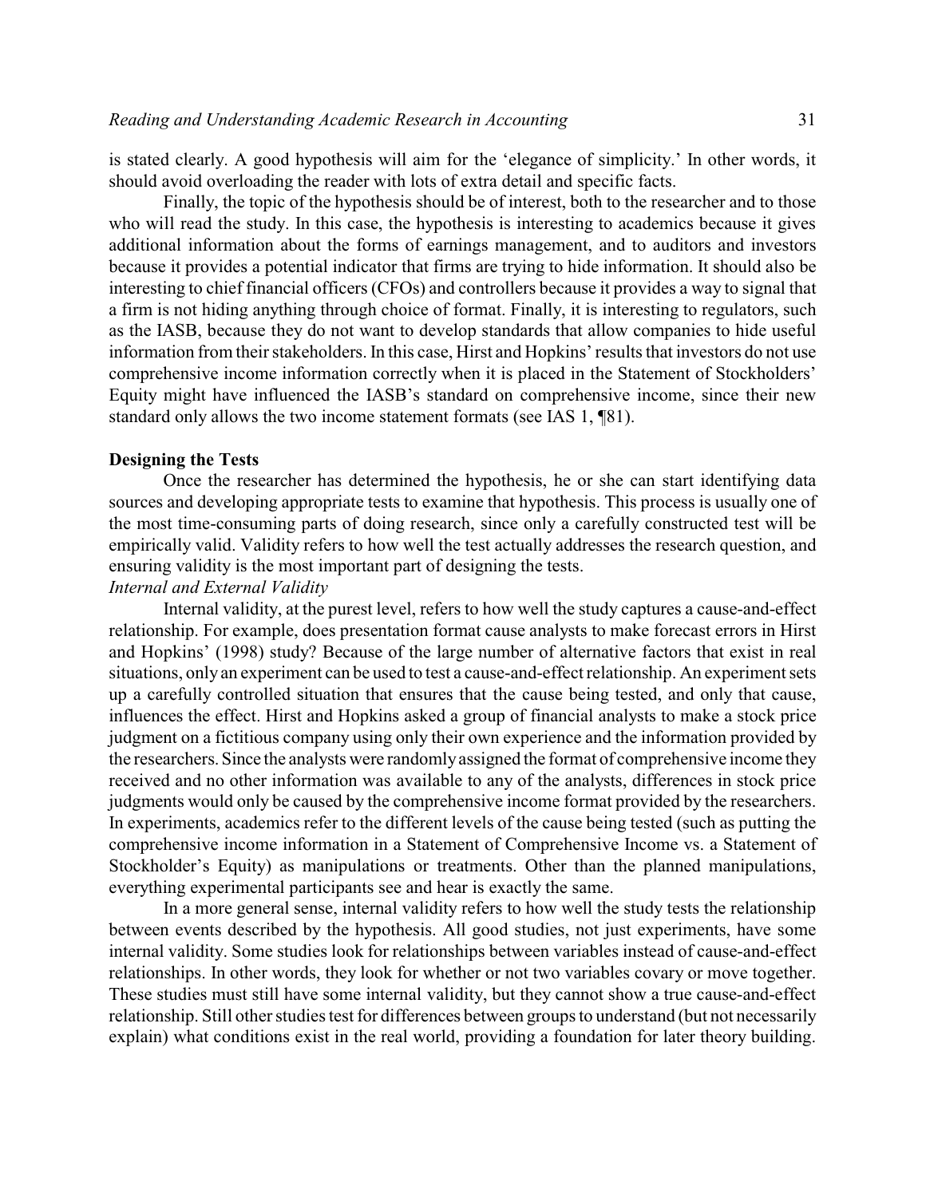is stated clearly. A good hypothesis will aim for the 'elegance of simplicity.' In other words, it should avoid overloading the reader with lots of extra detail and specific facts.

Finally, the topic of the hypothesis should be of interest, both to the researcher and to those who will read the study. In this case, the hypothesis is interesting to academics because it gives additional information about the forms of earnings management, and to auditors and investors because it provides a potential indicator that firms are trying to hide information. It should also be interesting to chief financial officers (CFOs) and controllers because it provides a way to signal that a firm is not hiding anything through choice of format. Finally, it is interesting to regulators, such as the IASB, because they do not want to develop standards that allow companies to hide useful information from their stakeholders. In this case, Hirst and Hopkins' results that investors do not use comprehensive income information correctly when it is placed in the Statement of Stockholders' Equity might have influenced the IASB's standard on comprehensive income, since their new standard only allows the two income statement formats (see IAS 1, ¶81).

**Designing the Tests**

Once the researcher has determined the hypothesis, he or she can start identifying data sources and developing appropriate tests to examine that hypothesis. This process is usually one of the most time-consuming parts of doing research, since only a carefully constructed test will be empirically valid. Validity refers to how well the test actually addresses the research question, and ensuring validity is the most important part of designing the tests.

*Internal and External Validity*

Internal validity, at the purest level, refers to how well the study captures a cause-and-effect relationship. For example, does presentation format cause analysts to make forecast errors in Hirst and Hopkins' (1998) study? Because of the large number of alternative factors that exist in real situations, only an experiment can be used to test a cause-and-effect relationship. An experiment sets up a carefully controlled situation that ensures that the cause being tested, and only that cause, influences the effect. Hirst and Hopkins asked a group of financial analysts to make a stock price judgment on a fictitious company using only their own experience and the information provided by the researchers. Since the analysts were randomly assigned the format of comprehensive income they received and no other information was available to any of the analysts, differences in stock price judgments would only be caused by the comprehensive income format provided by the researchers. In experiments, academics refer to the different levels of the cause being tested (such as putting the comprehensive income information in a Statement of Comprehensive Income vs. a Statement of Stockholder's Equity) as manipulations or treatments. Other than the planned manipulations, everything experimental participants see and hear is exactly the same.

In a more general sense, internal validity refers to how well the study tests the relationship between events described by the hypothesis. All good studies, not just experiments, have some internal validity. Some studies look for relationships between variables instead of cause-and-effect relationships. In other words, they look for whether or not two variables covary or move together. These studies must still have some internal validity, but they cannot show a true cause-and-effect relationship. Still other studies test for differences between groups to understand (but not necessarily explain) what conditions exist in the real world, providing a foundation for later theory building.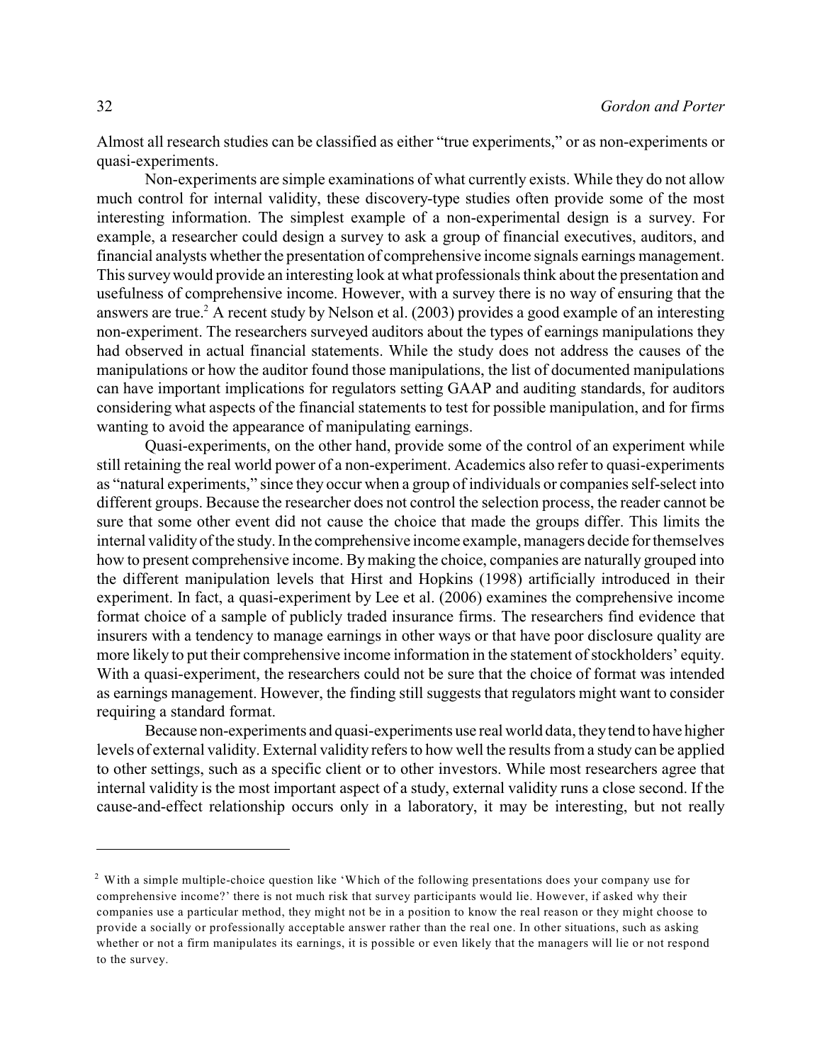Almost all research studies can be classified as either "true experiments," or as non-experiments or quasi-experiments.

Non-experiments are simple examinations of what currently exists. While they do not allow much control for internal validity, these discovery-type studies often provide some of the most interesting information. The simplest example of a non-experimental design is a survey. For example, a researcher could design a survey to ask a group of financial executives, auditors, and financial analysts whether the presentation of comprehensive income signals earnings management. This survey would provide an interesting look at what professionals think about the presentation and usefulness of comprehensive income. However, with a survey there is no way of ensuring that the answers are true.[2] A recent study by Nelson et al. (2003) provides a good example of an interesting non-experiment. The researchers surveyed auditors about the types of earnings manipulations they had observed in actual financial statements. While the study does not address the causes of the manipulations or how the auditor found those manipulations, the list of documented manipulations can have important implications for regulators setting GAAP and auditing standards, for auditors considering what aspects of the financial statements to test for possible manipulation, and for firms wanting to avoid the appearance of manipulating earnings.

Quasi-experiments, on the other hand, provide some of the control of an experiment while still retaining the real world power of a non-experiment. Academics also refer to quasi-experiments as "natural experiments," since they occur when a group of individuals or companies self-select into different groups. Because the researcher does not control the selection process, the reader cannot be sure that some other event did not cause the choice that made the groups differ. This limits the internal validity of the study. In the comprehensive income example, managers decide for themselves how to present comprehensive income. By making the choice, companies are naturally grouped into the different manipulation levels that Hirst and Hopkins (1998) artificially introduced in their experiment. In fact, a quasi-experiment by Lee et al. (2006) examines the comprehensive income format choice of a sample of publicly traded insurance firms. The researchers find evidence that insurers with a tendency to manage earnings in other ways or that have poor disclosure quality are more likely to put their comprehensive income information in the statement of stockholders' equity. With a quasi-experiment, the researchers could not be sure that the choice of format was intended as earnings management. However, the finding still suggests that regulators might want to consider requiring a standard format.

Because non-experiments and quasi-experiments use real world data, they tend to have higher levels of external validity. External validity refers to how well the results from a study can be applied to other settings, such as a specific client or to other investors. While most researchers agree that internal validity is the most important aspect of a study, external validity runs a close second. If the cause-and-effect relationship occurs only in a laboratory, it may be interesting, but not really

---

[2] With a simple multiple-choice question like 'Which of the following presentations does your company use for comprehensive income?' there is not much risk that survey participants would lie. However, if asked why their companies use a particular method, they might not be in a position to know the real reason or they might choose to provide a socially or professionally acceptable answer rather than the real one. In other situations, such as asking whether or not a firm manipulates its earnings, it is possible or even likely that the managers will lie or not respond to the survey.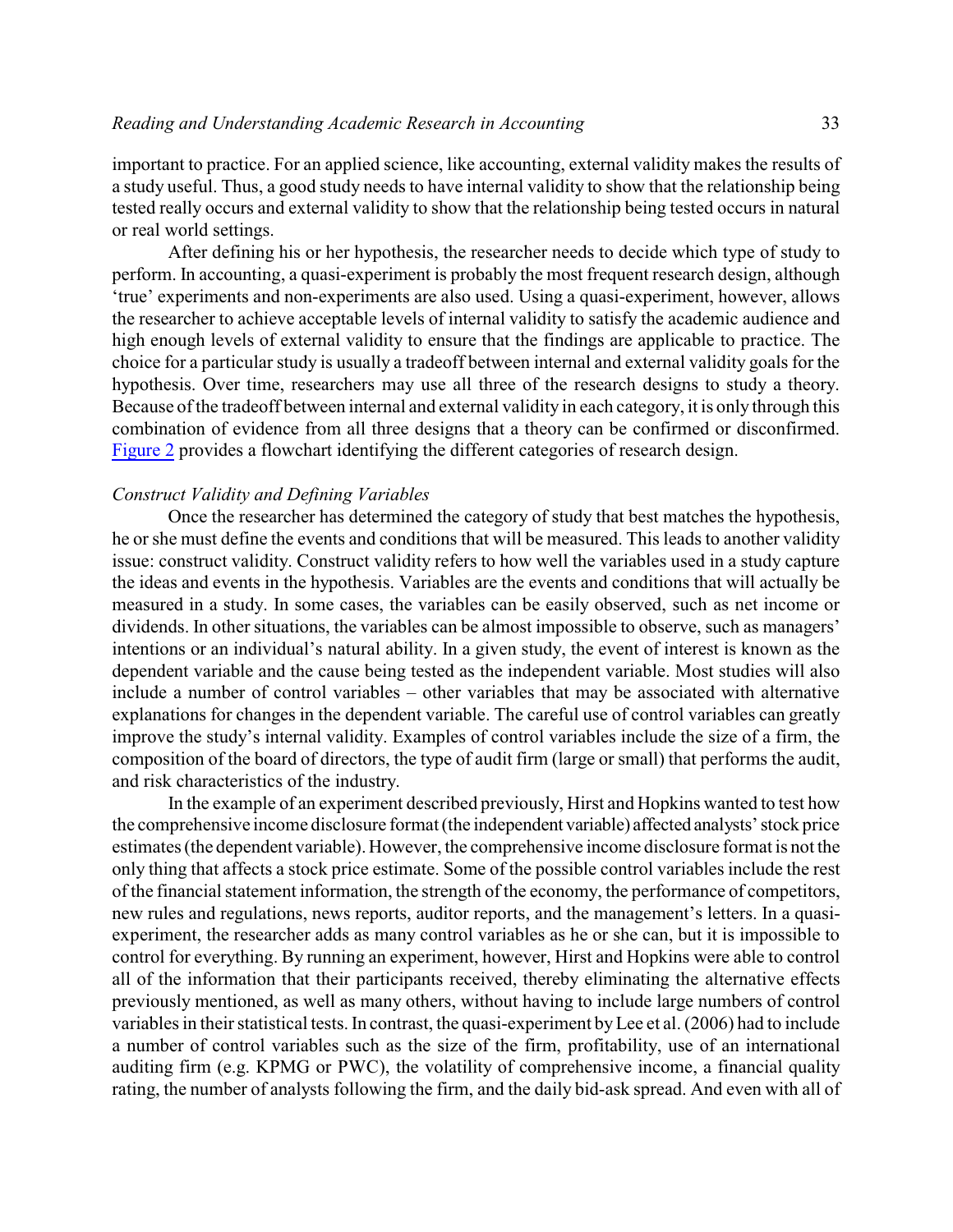important to practice. For an applied science, like accounting, external validity makes the results of a study useful. Thus, a good study needs to have internal validity to show that the relationship being tested really occurs and external validity to show that the relationship being tested occurs in natural or real world settings.

After defining his or her hypothesis, the researcher needs to decide which type of study to perform. In accounting, a quasi-experiment is probably the most frequent research design, although 'true' experiments and non-experiments are also used. Using a quasi-experiment, however, allows the researcher to achieve acceptable levels of internal validity to satisfy the academic audience and high enough levels of external validity to ensure that the findings are applicable to practice. The choice for a particular study is usually a tradeoff between internal and external validity goals for the hypothesis. Over time, researchers may use all three of the research designs to study a theory. Because of the tradeoff between internal and external validity in each category, it is only through this combination of evidence from all three designs that a theory can be confirmed or disconfirmed. Figure 2 provides a flowchart identifying the different categories of research design.

### *Construct Validity and Defining Variables*

Once the researcher has determined the category of study that best matches the hypothesis, he or she must define the events and conditions that will be measured. This leads to another validity issue: construct validity. Construct validity refers to how well the variables used in a study capture the ideas and events in the hypothesis. Variables are the events and conditions that will actually be measured in a study. In some cases, the variables can be easily observed, such as net income or dividends. In other situations, the variables can be almost impossible to observe, such as managers' intentions or an individual's natural ability. In a given study, the event of interest is known as the dependent variable and the cause being tested as the independent variable. Most studies will also include a number of control variables – other variables that may be associated with alternative explanations for changes in the dependent variable. The careful use of control variables can greatly improve the study's internal validity. Examples of control variables include the size of a firm, the composition of the board of directors, the type of audit firm (large or small) that performs the audit, and risk characteristics of the industry.

In the example of an experiment described previously, Hirst and Hopkins wanted to test how the comprehensive income disclosure format (the independent variable) affected analysts' stock price estimates (the dependent variable). However, the comprehensive income disclosure format is not the only thing that affects a stock price estimate. Some of the possible control variables include the rest of the financial statement information, the strength of the economy, the performance of competitors, new rules and regulations, news reports, auditor reports, and the management's letters. In a quasi-experiment, the researcher adds as many control variables as he or she can, but it is impossible to control for everything. By running an experiment, however, Hirst and Hopkins were able to control all of the information that their participants received, thereby eliminating the alternative effects previously mentioned, as well as many others, without having to include large numbers of control variables in their statistical tests. In contrast, the quasi-experiment by Lee et al. (2006) had to include a number of control variables such as the size of the firm, profitability, use of an international auditing firm (e.g. KPMG or PWC), the volatility of comprehensive income, a financial quality rating, the number of analysts following the firm, and the daily bid-ask spread. And even with all of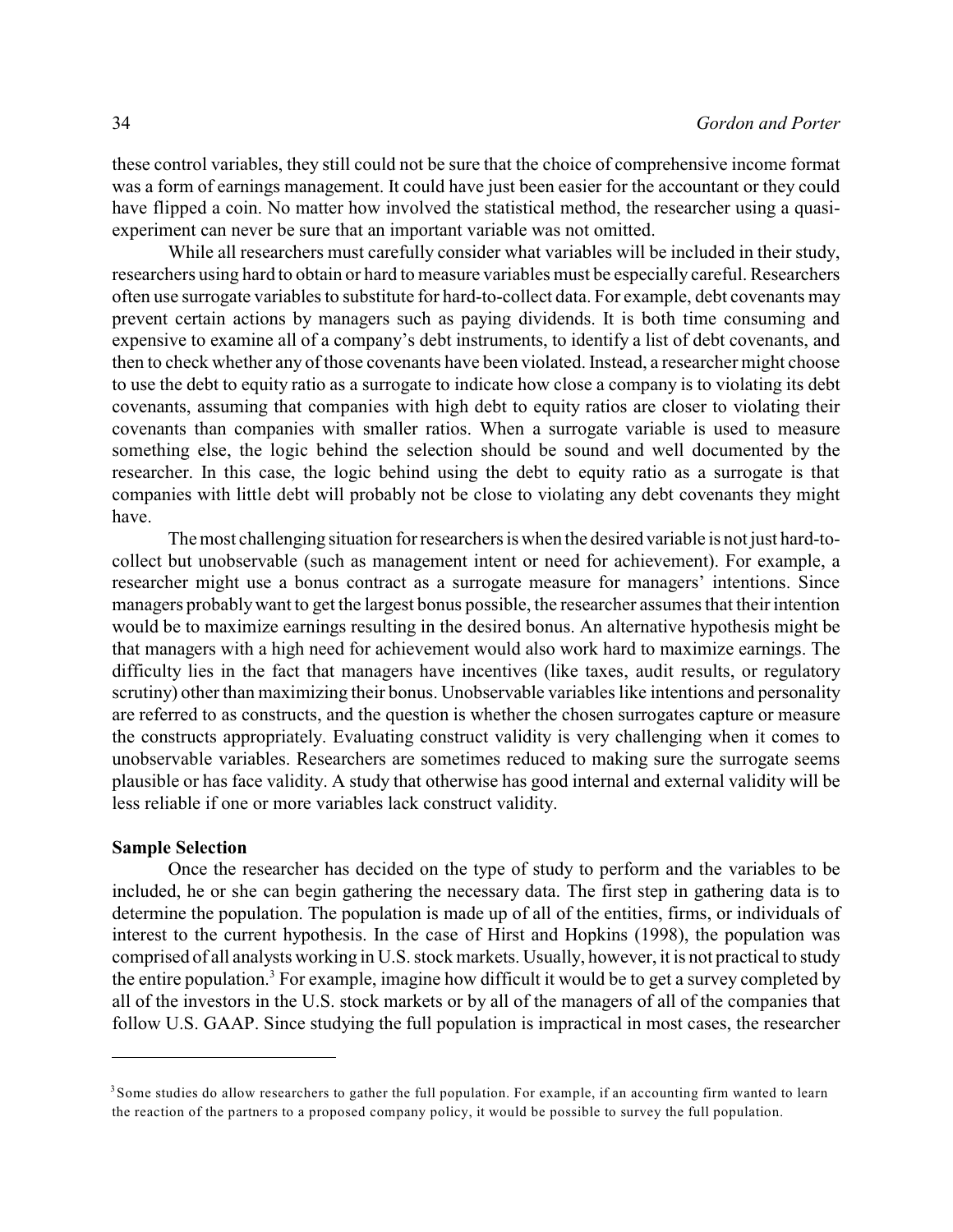these control variables, they still could not be sure that the choice of comprehensive income format was a form of earnings management. It could have just been easier for the accountant or they could have flipped a coin. No matter how involved the statistical method, the researcher using a quasi-experiment can never be sure that an important variable was not omitted.

While all researchers must carefully consider what variables will be included in their study, researchers using hard to obtain or hard to measure variables must be especially careful. Researchers often use surrogate variables to substitute for hard-to-collect data. For example, debt covenants may prevent certain actions by managers such as paying dividends. It is both time consuming and expensive to examine all of a company's debt instruments, to identify a list of debt covenants, and then to check whether any of those covenants have been violated. Instead, a researcher might choose to use the debt to equity ratio as a surrogate to indicate how close a company is to violating its debt covenants, assuming that companies with high debt to equity ratios are closer to violating their covenants than companies with smaller ratios. When a surrogate variable is used to measure something else, the logic behind the selection should be sound and well documented by the researcher. In this case, the logic behind using the debt to equity ratio as a surrogate is that companies with little debt will probably not be close to violating any debt covenants they might have.

The most challenging situation for researchers is when the desired variable is not just hard-to-collect but unobservable (such as management intent or need for achievement). For example, a researcher might use a bonus contract as a surrogate measure for managers' intentions. Since managers probably want to get the largest bonus possible, the researcher assumes that their intention would be to maximize earnings resulting in the desired bonus. An alternative hypothesis might be that managers with a high need for achievement would also work hard to maximize earnings. The difficulty lies in the fact that managers have incentives (like taxes, audit results, or regulatory scrutiny) other than maximizing their bonus. Unobservable variables like intentions and personality are referred to as constructs, and the question is whether the chosen surrogates capture or measure the constructs appropriately. Evaluating construct validity is very challenging when it comes to unobservable variables. Researchers are sometimes reduced to making sure the surrogate seems plausible or has face validity. A study that otherwise has good internal and external validity will be less reliable if one or more variables lack construct validity.

**Sample Selection**

Once the researcher has decided on the type of study to perform and the variables to be included, he or she can begin gathering the necessary data. The first step in gathering data is to determine the population. The population is made up of all of the entities, firms, or individuals of interest to the current hypothesis. In the case of Hirst and Hopkins (1998), the population was comprised of all analysts working in U.S. stock markets. Usually, however, it is not practical to study the entire population.[3] For example, imagine how difficult it would be to get a survey completed by all of the investors in the U.S. stock markets or by all of the managers of all of the companies that follow U.S. GAAP. Since studying the full population is impractical in most cases, the researcher

---

[3] Some studies do allow researchers to gather the full population. For example, if an accounting firm wanted to learn the reaction of the partners to a proposed company policy, it would be possible to survey the full population.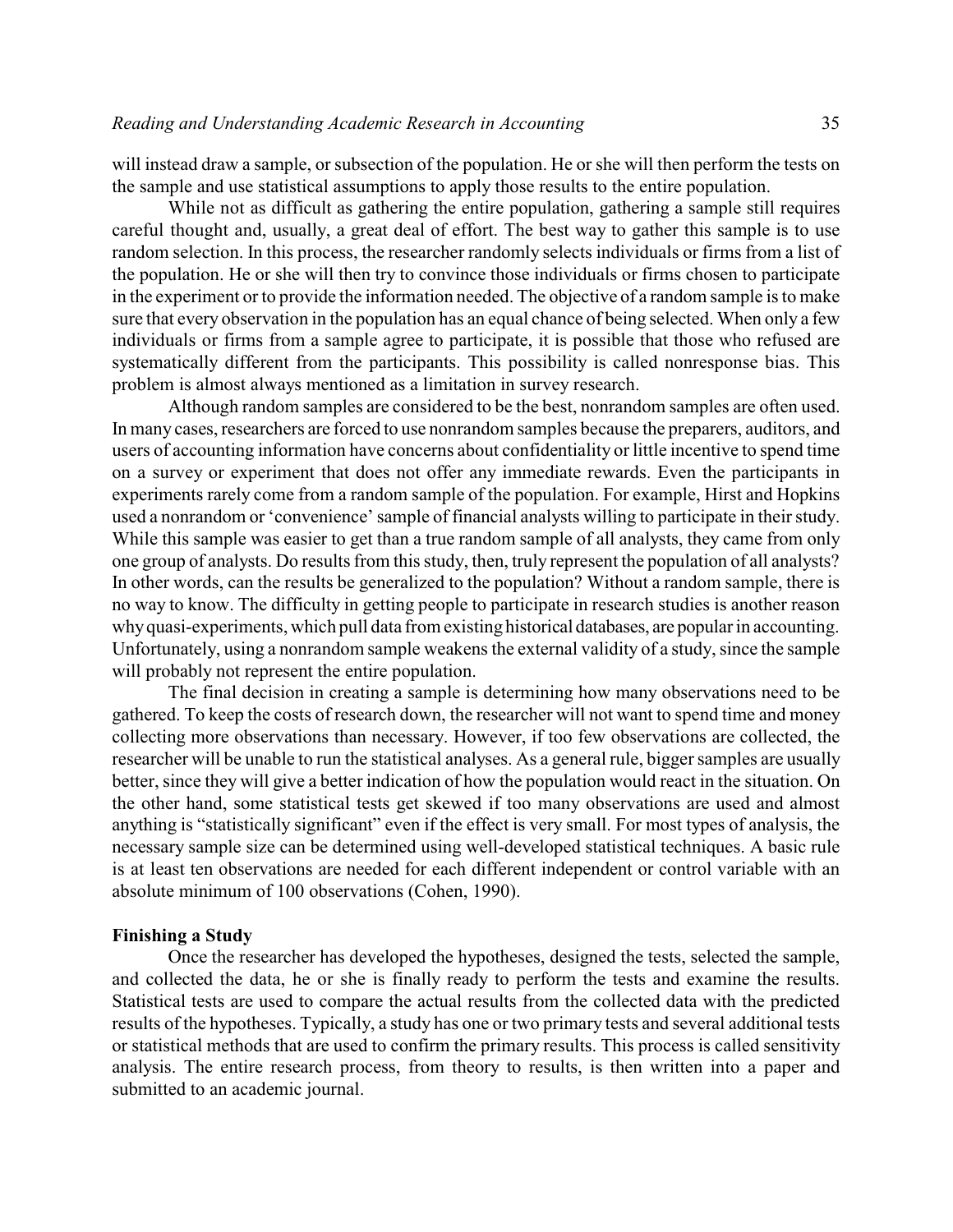will instead draw a sample, or subsection of the population. He or she will then perform the tests on the sample and use statistical assumptions to apply those results to the entire population.

While not as difficult as gathering the entire population, gathering a sample still requires careful thought and, usually, a great deal of effort. The best way to gather this sample is to use random selection. In this process, the researcher randomly selects individuals or firms from a list of the population. He or she will then try to convince those individuals or firms chosen to participate in the experiment or to provide the information needed. The objective of a random sample is to make sure that every observation in the population has an equal chance of being selected. When only a few individuals or firms from a sample agree to participate, it is possible that those who refused are systematically different from the participants. This possibility is called nonresponse bias. This problem is almost always mentioned as a limitation in survey research.

Although random samples are considered to be the best, nonrandom samples are often used. In many cases, researchers are forced to use nonrandom samples because the preparers, auditors, and users of accounting information have concerns about confidentiality or little incentive to spend time on a survey or experiment that does not offer any immediate rewards. Even the participants in experiments rarely come from a random sample of the population. For example, Hirst and Hopkins used a nonrandom or 'convenience' sample of financial analysts willing to participate in their study. While this sample was easier to get than a true random sample of all analysts, they came from only one group of analysts. Do results from this study, then, truly represent the population of all analysts? In other words, can the results be generalized to the population? Without a random sample, there is no way to know. The difficulty in getting people to participate in research studies is another reason why quasi-experiments, which pull data from existing historical databases, are popular in accounting. Unfortunately, using a nonrandom sample weakens the external validity of a study, since the sample will probably not represent the entire population.

The final decision in creating a sample is determining how many observations need to be gathered. To keep the costs of research down, the researcher will not want to spend time and money collecting more observations than necessary. However, if too few observations are collected, the researcher will be unable to run the statistical analyses. As a general rule, bigger samples are usually better, since they will give a better indication of how the population would react in the situation. On the other hand, some statistical tests get skewed if too many observations are used and almost anything is "statistically significant" even if the effect is very small. For most types of analysis, the necessary sample size can be determined using well-developed statistical techniques. A basic rule is at least ten observations are needed for each different independent or control variable with an absolute minimum of 100 observations (Cohen, 1990).

**Finishing a Study**

Once the researcher has developed the hypotheses, designed the tests, selected the sample, and collected the data, he or she is finally ready to perform the tests and examine the results. Statistical tests are used to compare the actual results from the collected data with the predicted results of the hypotheses. Typically, a study has one or two primary tests and several additional tests or statistical methods that are used to confirm the primary results. This process is called sensitivity analysis. The entire research process, from theory to results, is then written into a paper and submitted to an academic journal.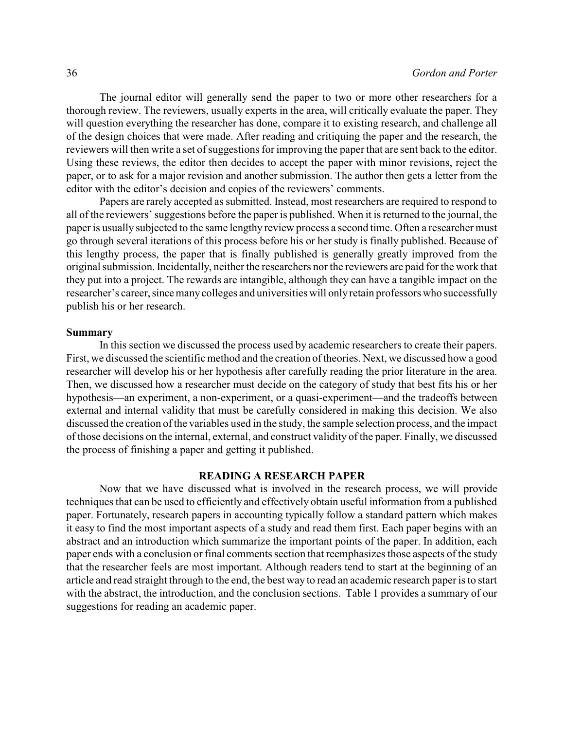The journal editor will generally send the paper to two or more other researchers for a thorough review. The reviewers, usually experts in the area, will critically evaluate the paper. They will question everything the researcher has done, compare it to existing research, and challenge all of the design choices that were made. After reading and critiquing the paper and the research, the reviewers will then write a set of suggestions for improving the paper that are sent back to the editor. Using these reviews, the editor then decides to accept the paper with minor revisions, reject the paper, or to ask for a major revision and another submission. The author then gets a letter from the editor with the editor's decision and copies of the reviewers' comments.

Papers are rarely accepted as submitted. Instead, most researchers are required to respond to all of the reviewers' suggestions before the paper is published. When it is returned to the journal, the paper is usually subjected to the same lengthy review process a second time. Often a researcher must go through several iterations of this process before his or her study is finally published. Because of this lengthy process, the paper that is finally published is generally greatly improved from the original submission. Incidentally, neither the researchers nor the reviewers are paid for the work that they put into a project. The rewards are intangible, although they can have a tangible impact on the researcher's career, since many colleges and universities will only retain professors who successfully publish his or her research.

**Summary**

In this section we discussed the process used by academic researchers to create their papers. First, we discussed the scientific method and the creation of theories. Next, we discussed how a good researcher will develop his or her hypothesis after carefully reading the prior literature in the area. Then, we discussed how a researcher must decide on the category of study that best fits his or her hypothesis—an experiment, a non-experiment, or a quasi-experiment—and the tradeoffs between external and internal validity that must be carefully considered in making this decision. We also discussed the creation of the variables used in the study, the sample selection process, and the impact of those decisions on the internal, external, and construct validity of the paper. Finally, we discussed the process of finishing a paper and getting it published.

## READING A RESEARCH PAPER

Now that we have discussed what is involved in the research process, we will provide techniques that can be used to efficiently and effectively obtain useful information from a published paper. Fortunately, research papers in accounting typically follow a standard pattern which makes it easy to find the most important aspects of a study and read them first. Each paper begins with an abstract and an introduction which summarize the important points of the paper. In addition, each paper ends with a conclusion or final comments section that reemphasizes those aspects of the study that the researcher feels are most important. Although readers tend to start at the beginning of an article and read straight through to the end, the best way to read an academic research paper is to start with the abstract, the introduction, and the conclusion sections. Table 1 provides a summary of our suggestions for reading an academic paper.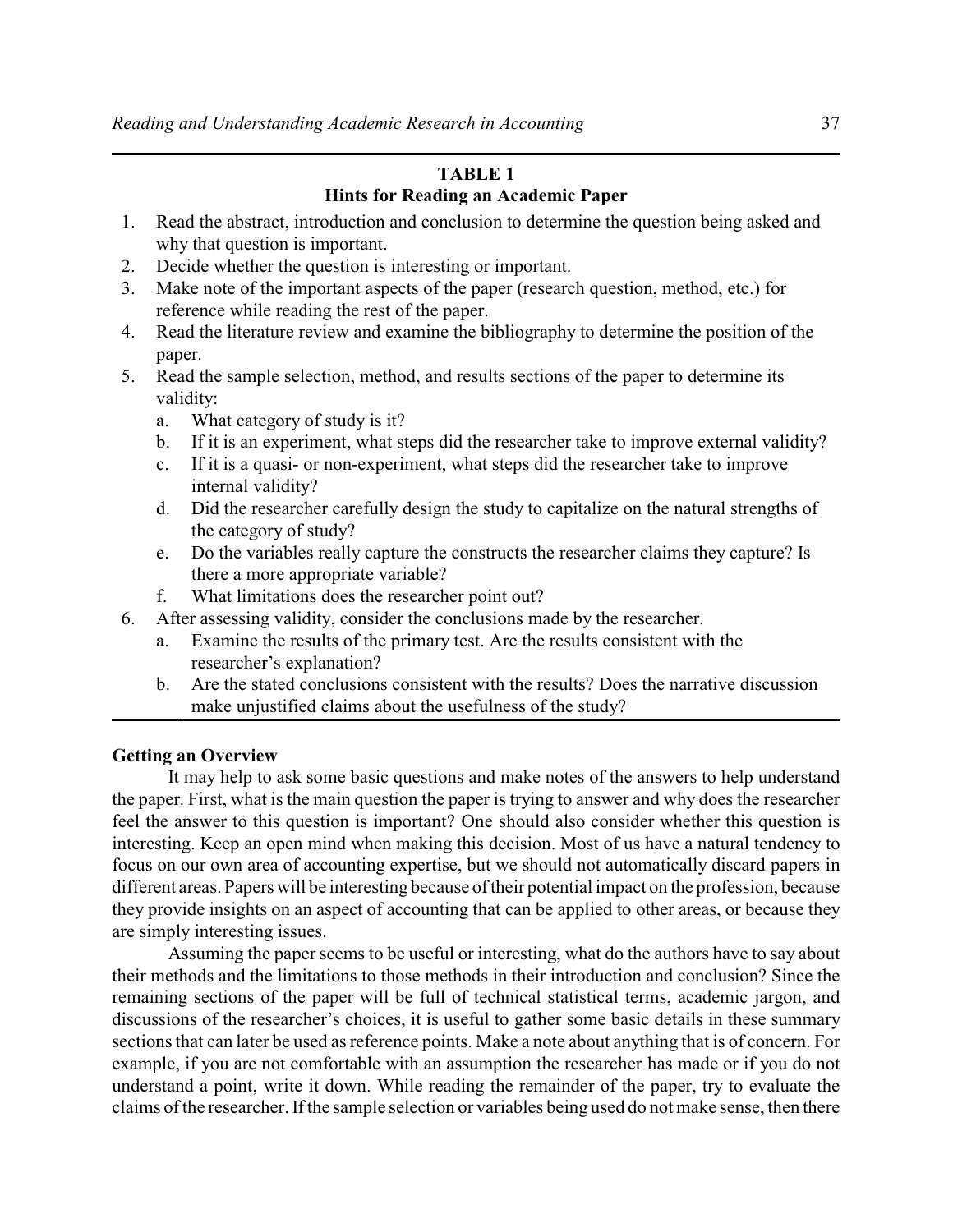**TABLE 1**
**Hints for Reading an Academic Paper**

1. Read the abstract, introduction and conclusion to determine the question being asked and why that question is important.
2. Decide whether the question is interesting or important.
3. Make note of the important aspects of the paper (research question, method, etc.) for reference while reading the rest of the paper.
4. Read the literature review and examine the bibliography to determine the position of the paper.
5. Read the sample selection, method, and results sections of the paper to determine its validity:
   a. What category of study is it?
   b. If it is an experiment, what steps did the researcher take to improve external validity?
   c. If it is a quasi- or non-experiment, what steps did the researcher take to improve internal validity?
   d. Did the researcher carefully design the study to capitalize on the natural strengths of the category of study?
   e. Do the variables really capture the constructs the researcher claims they capture? Is there a more appropriate variable?
   f. What limitations does the researcher point out?
6. After assessing validity, consider the conclusions made by the researcher.
   a. Examine the results of the primary test. Are the results consistent with the researcher's explanation?
   b. Are the stated conclusions consistent with the results? Does the narrative discussion make unjustified claims about the usefulness of the study?

**Getting an Overview**

It may help to ask some basic questions and make notes of the answers to help understand the paper. First, what is the main question the paper is trying to answer and why does the researcher feel the answer to this question is important? One should also consider whether this question is interesting. Keep an open mind when making this decision. Most of us have a natural tendency to focus on our own area of accounting expertise, but we should not automatically discard papers in different areas. Papers will be interesting because of their potential impact on the profession, because they provide insights on an aspect of accounting that can be applied to other areas, or because they are simply interesting issues.

Assuming the paper seems to be useful or interesting, what do the authors have to say about their methods and the limitations to those methods in their introduction and conclusion? Since the remaining sections of the paper will be full of technical statistical terms, academic jargon, and discussions of the researcher's choices, it is useful to gather some basic details in these summary sections that can later be used as reference points. Make a note about anything that is of concern. For example, if you are not comfortable with an assumption the researcher has made or if you do not understand a point, write it down. While reading the remainder of the paper, try to evaluate the claims of the researcher. If the sample selection or variables being used do not make sense, then there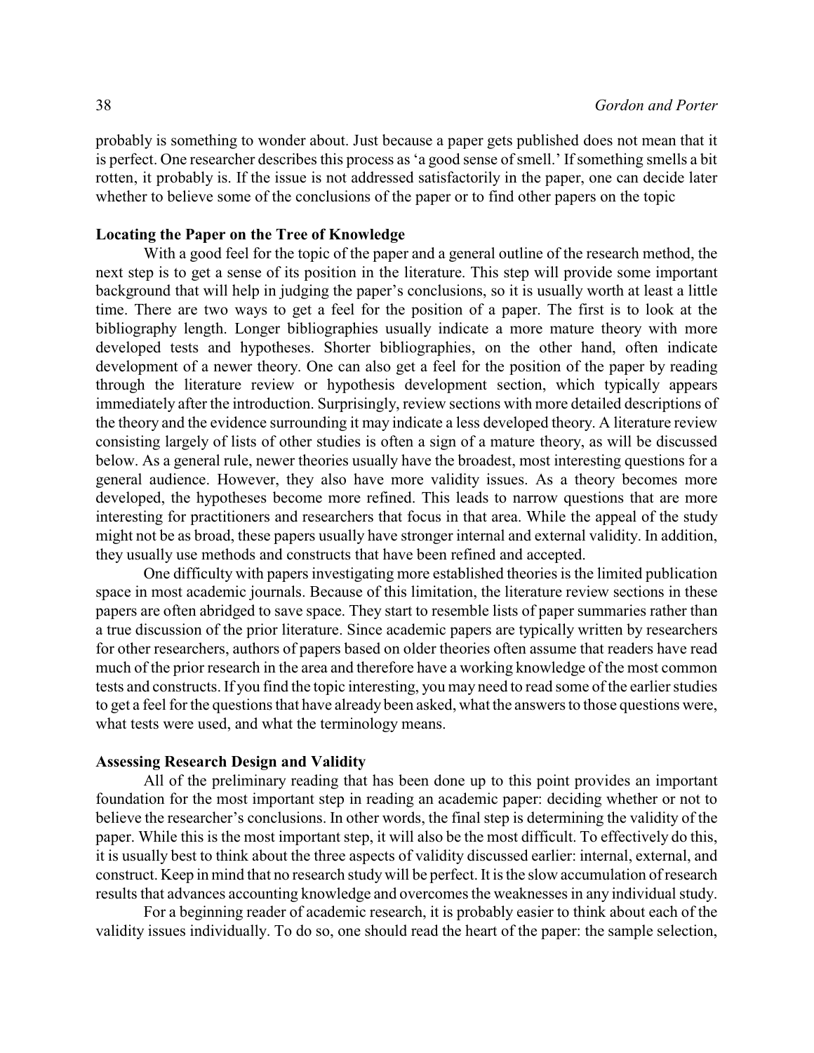probably is something to wonder about. Just because a paper gets published does not mean that it is perfect. One researcher describes this process as 'a good sense of smell.' If something smells a bit rotten, it probably is. If the issue is not addressed satisfactorily in the paper, one can decide later whether to believe some of the conclusions of the paper or to find other papers on the topic

**Locating the Paper on the Tree of Knowledge**

With a good feel for the topic of the paper and a general outline of the research method, the next step is to get a sense of its position in the literature. This step will provide some important background that will help in judging the paper's conclusions, so it is usually worth at least a little time. There are two ways to get a feel for the position of a paper. The first is to look at the bibliography length. Longer bibliographies usually indicate a more mature theory with more developed tests and hypotheses. Shorter bibliographies, on the other hand, often indicate development of a newer theory. One can also get a feel for the position of the paper by reading through the literature review or hypothesis development section, which typically appears immediately after the introduction. Surprisingly, review sections with more detailed descriptions of the theory and the evidence surrounding it may indicate a less developed theory. A literature review consisting largely of lists of other studies is often a sign of a mature theory, as will be discussed below. As a general rule, newer theories usually have the broadest, most interesting questions for a general audience. However, they also have more validity issues. As a theory becomes more developed, the hypotheses become more refined. This leads to narrow questions that are more interesting for practitioners and researchers that focus in that area. While the appeal of the study might not be as broad, these papers usually have stronger internal and external validity. In addition, they usually use methods and constructs that have been refined and accepted.

One difficulty with papers investigating more established theories is the limited publication space in most academic journals. Because of this limitation, the literature review sections in these papers are often abridged to save space. They start to resemble lists of paper summaries rather than a true discussion of the prior literature. Since academic papers are typically written by researchers for other researchers, authors of papers based on older theories often assume that readers have read much of the prior research in the area and therefore have a working knowledge of the most common tests and constructs. If you find the topic interesting, you may need to read some of the earlier studies to get a feel for the questions that have already been asked, what the answers to those questions were, what tests were used, and what the terminology means.

**Assessing Research Design and Validity**

All of the preliminary reading that has been done up to this point provides an important foundation for the most important step in reading an academic paper: deciding whether or not to believe the researcher's conclusions. In other words, the final step is determining the validity of the paper. While this is the most important step, it will also be the most difficult. To effectively do this, it is usually best to think about the three aspects of validity discussed earlier: internal, external, and construct. Keep in mind that no research study will be perfect. It is the slow accumulation of research results that advances accounting knowledge and overcomes the weaknesses in any individual study.

For a beginning reader of academic research, it is probably easier to think about each of the validity issues individually. To do so, one should read the heart of the paper: the sample selection,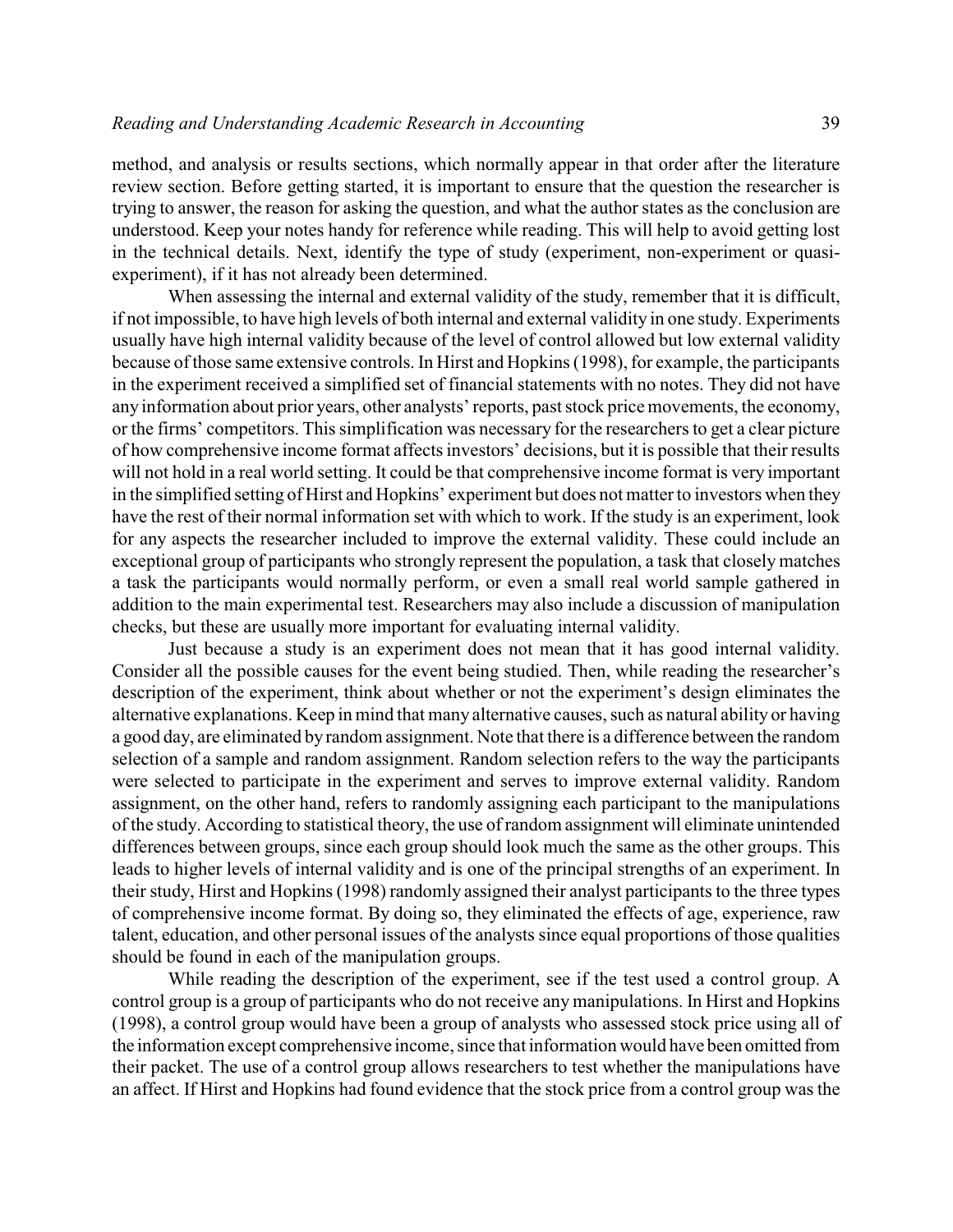method, and analysis or results sections, which normally appear in that order after the literature review section. Before getting started, it is important to ensure that the question the researcher is trying to answer, the reason for asking the question, and what the author states as the conclusion are understood. Keep your notes handy for reference while reading. This will help to avoid getting lost in the technical details. Next, identify the type of study (experiment, non-experiment or quasi-experiment), if it has not already been determined.

When assessing the internal and external validity of the study, remember that it is difficult, if not impossible, to have high levels of both internal and external validity in one study. Experiments usually have high internal validity because of the level of control allowed but low external validity because of those same extensive controls. In Hirst and Hopkins (1998), for example, the participants in the experiment received a simplified set of financial statements with no notes. They did not have any information about prior years, other analysts' reports, past stock price movements, the economy, or the firms' competitors. This simplification was necessary for the researchers to get a clear picture of how comprehensive income format affects investors' decisions, but it is possible that their results will not hold in a real world setting. It could be that comprehensive income format is very important in the simplified setting of Hirst and Hopkins' experiment but does not matter to investors when they have the rest of their normal information set with which to work. If the study is an experiment, look for any aspects the researcher included to improve the external validity. These could include an exceptional group of participants who strongly represent the population, a task that closely matches a task the participants would normally perform, or even a small real world sample gathered in addition to the main experimental test. Researchers may also include a discussion of manipulation checks, but these are usually more important for evaluating internal validity.

Just because a study is an experiment does not mean that it has good internal validity. Consider all the possible causes for the event being studied. Then, while reading the researcher's description of the experiment, think about whether or not the experiment's design eliminates the alternative explanations. Keep in mind that many alternative causes, such as natural ability or having a good day, are eliminated by random assignment. Note that there is a difference between the random selection of a sample and random assignment. Random selection refers to the way the participants were selected to participate in the experiment and serves to improve external validity. Random assignment, on the other hand, refers to randomly assigning each participant to the manipulations of the study. According to statistical theory, the use of random assignment will eliminate unintended differences between groups, since each group should look much the same as the other groups. This leads to higher levels of internal validity and is one of the principal strengths of an experiment. In their study, Hirst and Hopkins (1998) randomly assigned their analyst participants to the three types of comprehensive income format. By doing so, they eliminated the effects of age, experience, raw talent, education, and other personal issues of the analysts since equal proportions of those qualities should be found in each of the manipulation groups.

While reading the description of the experiment, see if the test used a control group. A control group is a group of participants who do not receive any manipulations. In Hirst and Hopkins (1998), a control group would have been a group of analysts who assessed stock price using all of the information except comprehensive income, since that information would have been omitted from their packet. The use of a control group allows researchers to test whether the manipulations have an affect. If Hirst and Hopkins had found evidence that the stock price from a control group was the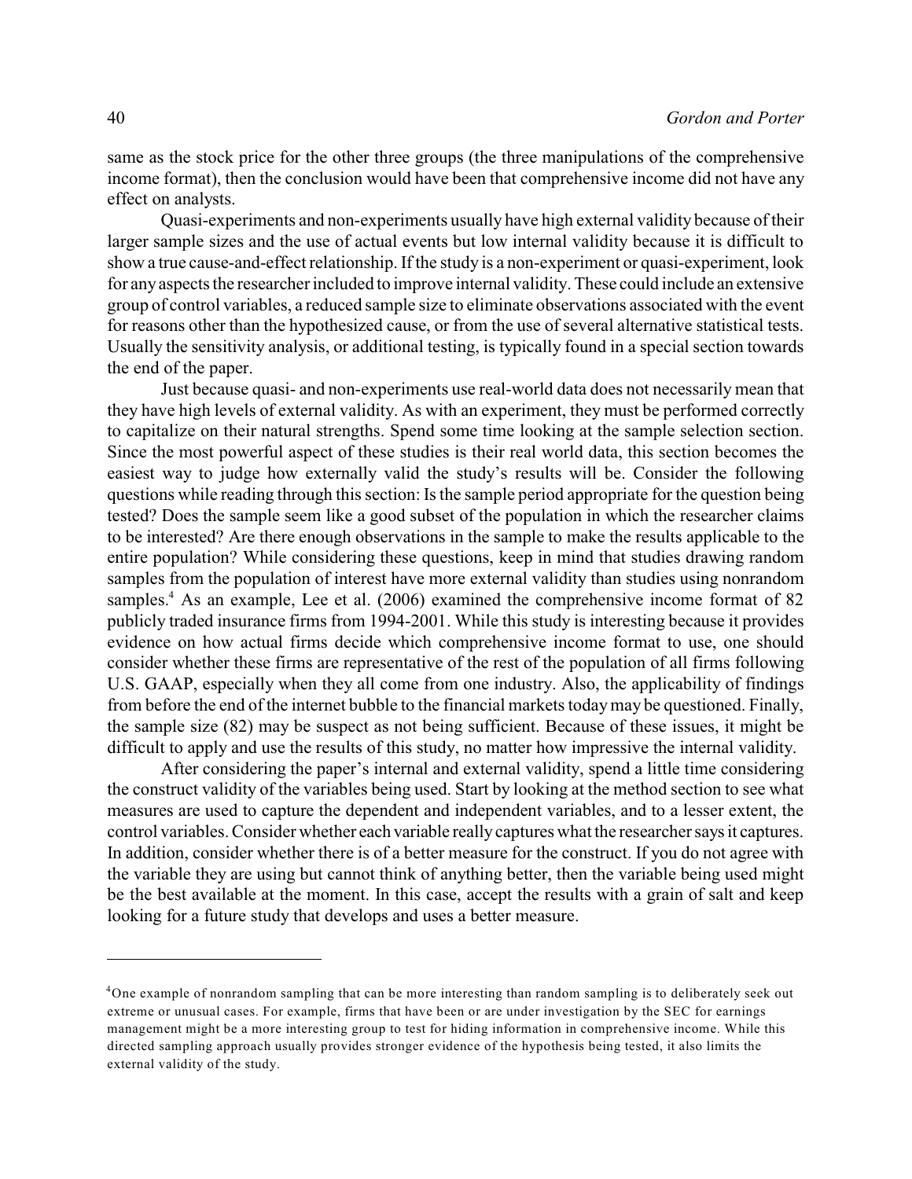same as the stock price for the other three groups (the three manipulations of the comprehensive income format), then the conclusion would have been that comprehensive income did not have any effect on analysts.

Quasi-experiments and non-experiments usually have high external validity because of their larger sample sizes and the use of actual events but low internal validity because it is difficult to show a true cause-and-effect relationship. If the study is a non-experiment or quasi-experiment, look for any aspects the researcher included to improve internal validity. These could include an extensive group of control variables, a reduced sample size to eliminate observations associated with the event for reasons other than the hypothesized cause, or from the use of several alternative statistical tests. Usually the sensitivity analysis, or additional testing, is typically found in a special section towards the end of the paper.

Just because quasi- and non-experiments use real-world data does not necessarily mean that they have high levels of external validity. As with an experiment, they must be performed correctly to capitalize on their natural strengths. Spend some time looking at the sample selection section. Since the most powerful aspect of these studies is their real world data, this section becomes the easiest way to judge how externally valid the study's results will be. Consider the following questions while reading through this section: Is the sample period appropriate for the question being tested? Does the sample seem like a good subset of the population in which the researcher claims to be interested? Are there enough observations in the sample to make the results applicable to the entire population? While considering these questions, keep in mind that studies drawing random samples from the population of interest have more external validity than studies using nonrandom samples.[4] As an example, Lee et al. (2006) examined the comprehensive income format of 82 publicly traded insurance firms from 1994-2001. While this study is interesting because it provides evidence on how actual firms decide which comprehensive income format to use, one should consider whether these firms are representative of the rest of the population of all firms following U.S. GAAP, especially when they all come from one industry. Also, the applicability of findings from before the end of the internet bubble to the financial markets today may be questioned. Finally, the sample size (82) may be suspect as not being sufficient. Because of these issues, it might be difficult to apply and use the results of this study, no matter how impressive the internal validity.

After considering the paper's internal and external validity, spend a little time considering the construct validity of the variables being used. Start by looking at the method section to see what measures are used to capture the dependent and independent variables, and to a lesser extent, the control variables. Consider whether each variable really captures what the researcher says it captures. In addition, consider whether there is of a better measure for the construct. If you do not agree with the variable they are using but cannot think of anything better, then the variable being used might be the best available at the moment. In this case, accept the results with a grain of salt and keep looking for a future study that develops and uses a better measure.

---

[4] One example of nonrandom sampling that can be more interesting than random sampling is to deliberately seek out extreme or unusual cases. For example, firms that have been or are under investigation by the SEC for earnings management might be a more interesting group to test for hiding information in comprehensive income. While this directed sampling approach usually provides stronger evidence of the hypothesis being tested, it also limits the external validity of the study.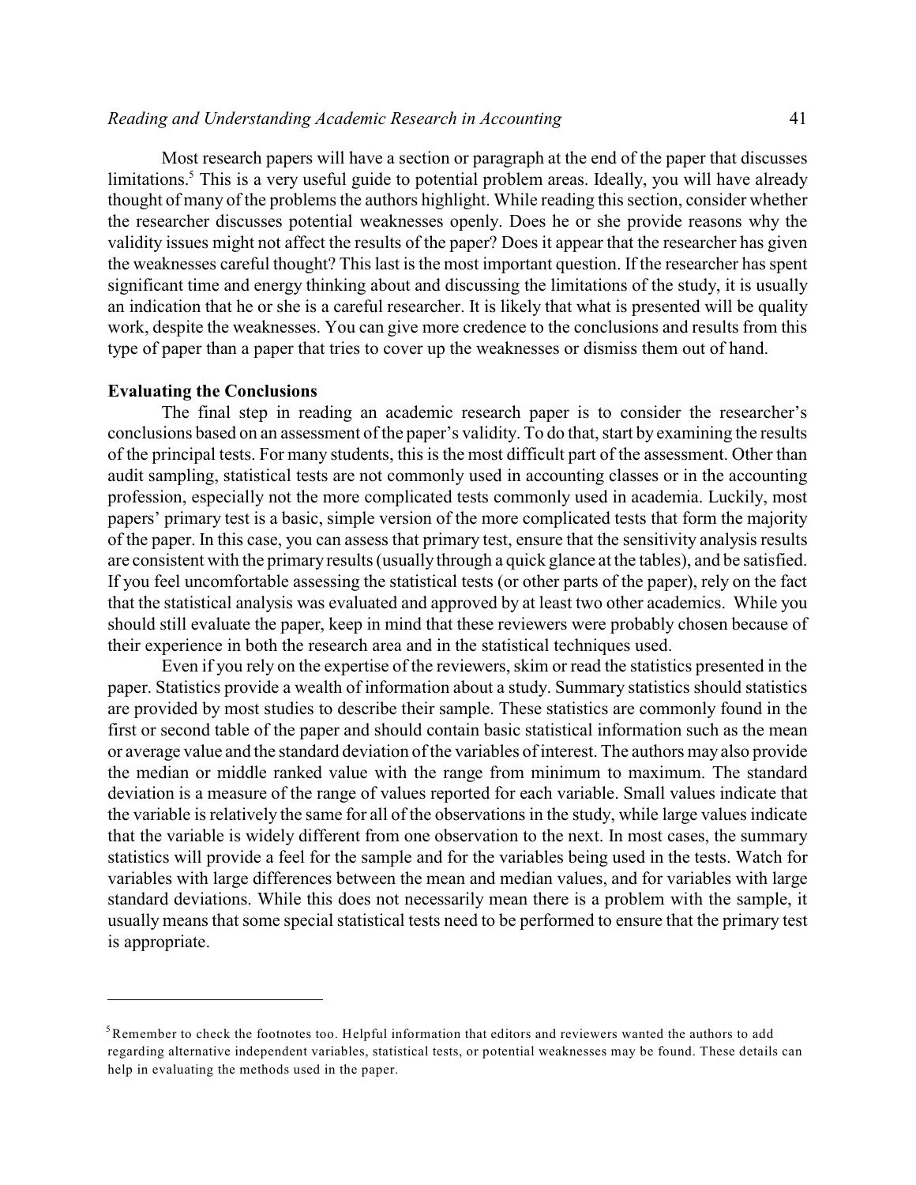Most research papers will have a section or paragraph at the end of the paper that discusses limitations.[5] This is a very useful guide to potential problem areas. Ideally, you will have already thought of many of the problems the authors highlight. While reading this section, consider whether the researcher discusses potential weaknesses openly. Does he or she provide reasons why the validity issues might not affect the results of the paper? Does it appear that the researcher has given the weaknesses careful thought? This last is the most important question. If the researcher has spent significant time and energy thinking about and discussing the limitations of the study, it is usually an indication that he or she is a careful researcher. It is likely that what is presented will be quality work, despite the weaknesses. You can give more credence to the conclusions and results from this type of paper than a paper that tries to cover up the weaknesses or dismiss them out of hand.

**Evaluating the Conclusions**

The final step in reading an academic research paper is to consider the researcher's conclusions based on an assessment of the paper's validity. To do that, start by examining the results of the principal tests. For many students, this is the most difficult part of the assessment. Other than audit sampling, statistical tests are not commonly used in accounting classes or in the accounting profession, especially not the more complicated tests commonly used in academia. Luckily, most papers' primary test is a basic, simple version of the more complicated tests that form the majority of the paper. In this case, you can assess that primary test, ensure that the sensitivity analysis results are consistent with the primary results (usually through a quick glance at the tables), and be satisfied. If you feel uncomfortable assessing the statistical tests (or other parts of the paper), rely on the fact that the statistical analysis was evaluated and approved by at least two other academics. While you should still evaluate the paper, keep in mind that these reviewers were probably chosen because of their experience in both the research area and in the statistical techniques used.

Even if you rely on the expertise of the reviewers, skim or read the statistics presented in the paper. Statistics provide a wealth of information about a study. Summary statistics should statistics are provided by most studies to describe their sample. These statistics are commonly found in the first or second table of the paper and should contain basic statistical information such as the mean or average value and the standard deviation of the variables of interest. The authors may also provide the median or middle ranked value with the range from minimum to maximum. The standard deviation is a measure of the range of values reported for each variable. Small values indicate that the variable is relatively the same for all of the observations in the study, while large values indicate that the variable is widely different from one observation to the next. In most cases, the summary statistics will provide a feel for the sample and for the variables being used in the tests. Watch for variables with large differences between the mean and median values, and for variables with large standard deviations. While this does not necessarily mean there is a problem with the sample, it usually means that some special statistical tests need to be performed to ensure that the primary test is appropriate.

---

[5] Remember to check the footnotes too. Helpful information that editors and reviewers wanted the authors to add regarding alternative independent variables, statistical tests, or potential weaknesses may be found. These details can help in evaluating the methods used in the paper.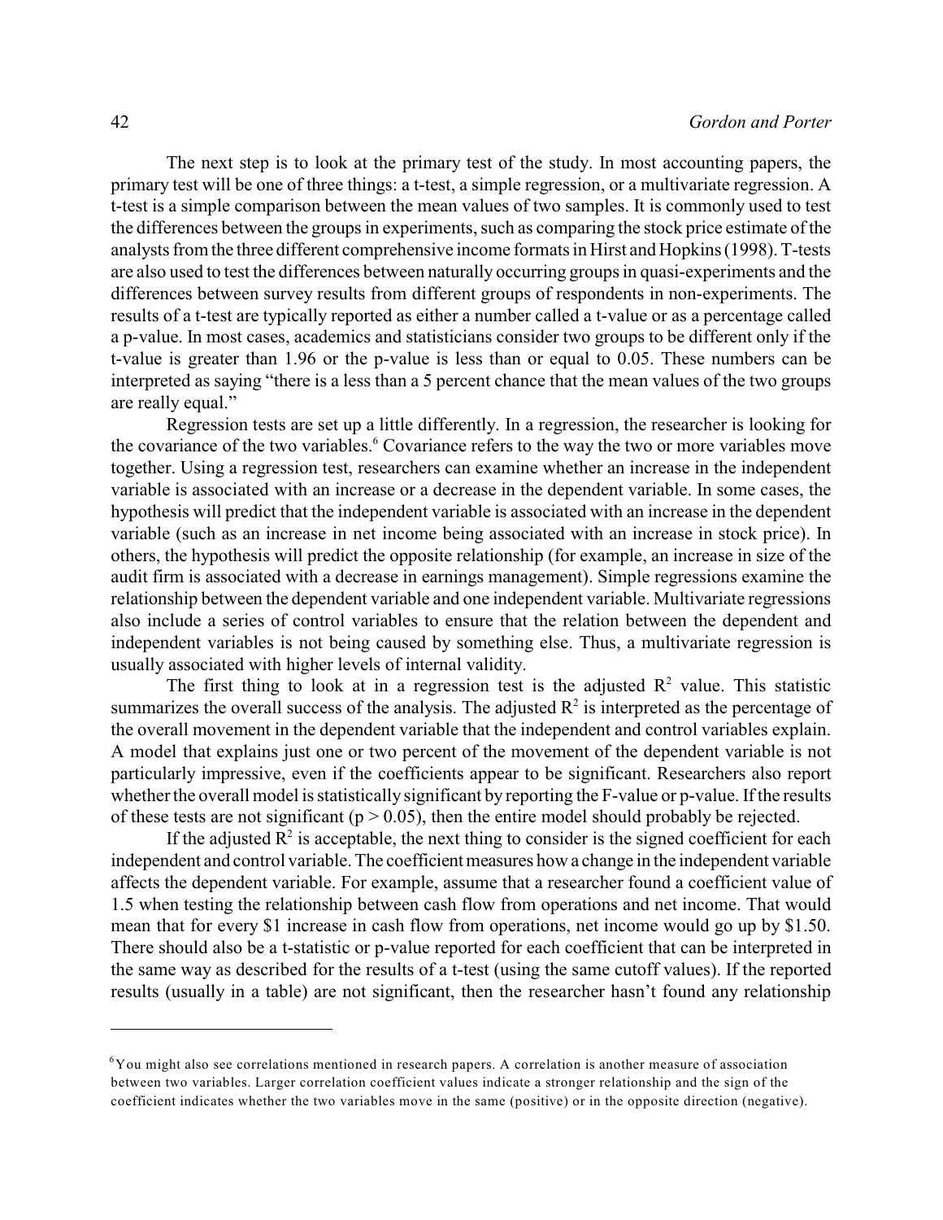The next step is to look at the primary test of the study. In most accounting papers, the primary test will be one of three things: a t-test, a simple regression, or a multivariate regression. A t-test is a simple comparison between the mean values of two samples. It is commonly used to test the differences between the groups in experiments, such as comparing the stock price estimate of the analysts from the three different comprehensive income formats in Hirst and Hopkins (1998). T-tests are also used to test the differences between naturally occurring groups in quasi-experiments and the differences between survey results from different groups of respondents in non-experiments. The results of a t-test are typically reported as either a number called a t-value or as a percentage called a p-value. In most cases, academics and statisticians consider two groups to be different only if the t-value is greater than 1.96 or the p-value is less than or equal to 0.05. These numbers can be interpreted as saying "there is a less than a 5 percent chance that the mean values of the two groups are really equal."

Regression tests are set up a little differently. In a regression, the researcher is looking for the covariance of the two variables.[6] Covariance refers to the way the two or more variables move together. Using a regression test, researchers can examine whether an increase in the independent variable is associated with an increase or a decrease in the dependent variable. In some cases, the hypothesis will predict that the independent variable is associated with an increase in the dependent variable (such as an increase in net income being associated with an increase in stock price). In others, the hypothesis will predict the opposite relationship (for example, an increase in size of the audit firm is associated with a decrease in earnings management). Simple regressions examine the relationship between the dependent variable and one independent variable. Multivariate regressions also include a series of control variables to ensure that the relation between the dependent and independent variables is not being caused by something else. Thus, a multivariate regression is usually associated with higher levels of internal validity.

The first thing to look at in a regression test is the adjusted $R^2$ value. This statistic summarizes the overall success of the analysis. The adjusted $R^2$ is interpreted as the percentage of the overall movement in the dependent variable that the independent and control variables explain. A model that explains just one or two percent of the movement of the dependent variable is not particularly impressive, even if the coefficients appear to be significant. Researchers also report whether the overall model is statistically significant by reporting the F-value or p-value. If the results of these tests are not significant ($p > 0.05$), then the entire model should probably be rejected.

If the adjusted $R^2$ is acceptable, the next thing to consider is the signed coefficient for each independent and control variable. The coefficient measures how a change in the independent variable affects the dependent variable. For example, assume that a researcher found a coefficient value of 1.5 when testing the relationship between cash flow from operations and net income. That would mean that for every $1 increase in cash flow from operations, net income would go up by $1.50. There should also be a t-statistic or p-value reported for each coefficient that can be interpreted in the same way as described for the results of a t-test (using the same cutoff values). If the reported results (usually in a table) are not significant, then the researcher hasn't found any relationship

---

[6] You might also see correlations mentioned in research papers. A correlation is another measure of association between two variables. Larger correlation coefficient values indicate a stronger relationship and the sign of the coefficient indicates whether the two variables move in the same (positive) or in the opposite direction (negative).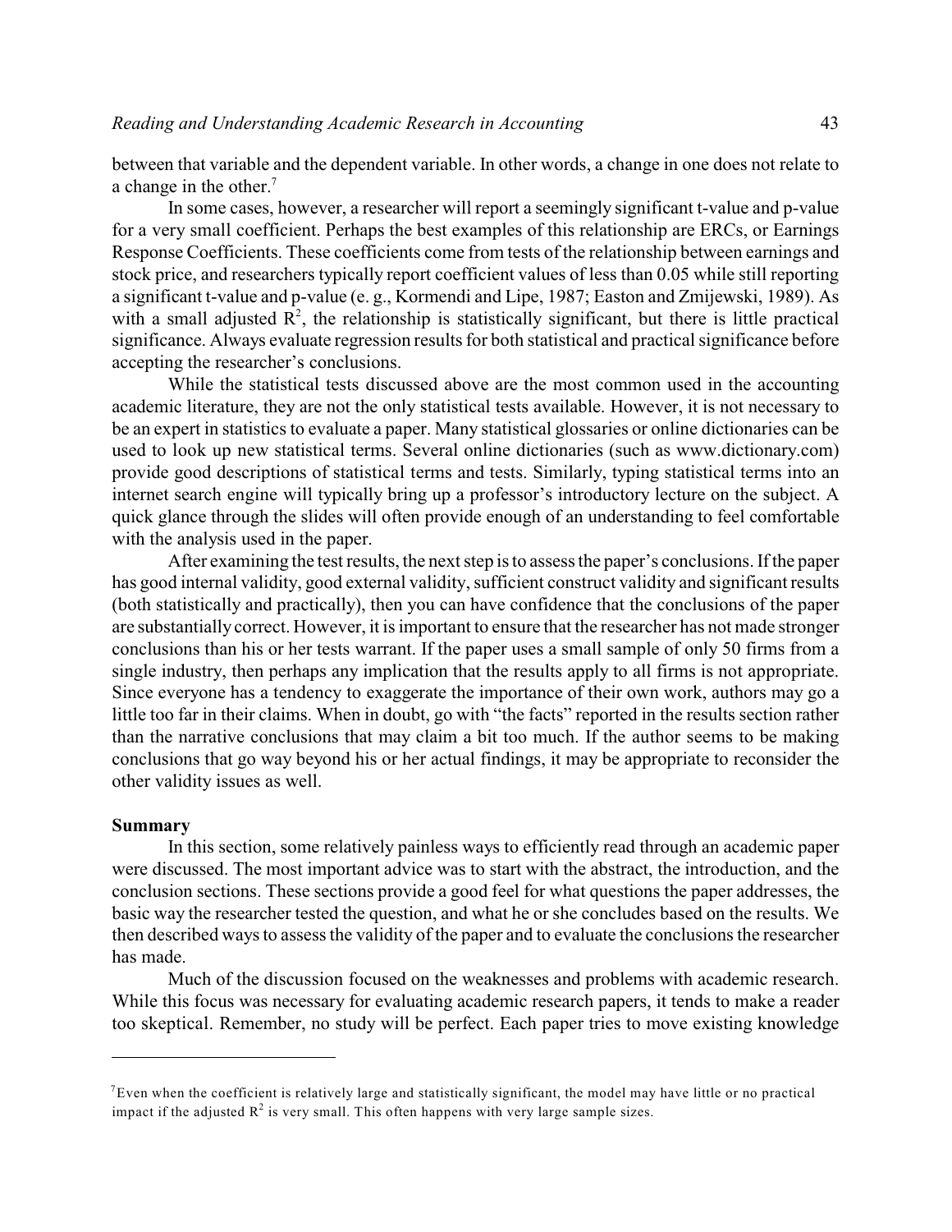between that variable and the dependent variable. In other words, a change in one does not relate to a change in the other.[7]

In some cases, however, a researcher will report a seemingly significant t-value and p-value for a very small coefficient. Perhaps the best examples of this relationship are ERCs, or Earnings Response Coefficients. These coefficients come from tests of the relationship between earnings and stock price, and researchers typically report coefficient values of less than 0.05 while still reporting a significant t-value and p-value (e. g., Kormendi and Lipe, 1987; Easton and Zmijewski, 1989). As with a small adjusted $R^2$, the relationship is statistically significant, but there is little practical significance. Always evaluate regression results for both statistical and practical significance before accepting the researcher's conclusions.

While the statistical tests discussed above are the most common used in the accounting academic literature, they are not the only statistical tests available. However, it is not necessary to be an expert in statistics to evaluate a paper. Many statistical glossaries or online dictionaries can be used to look up new statistical terms. Several online dictionaries (such as www.dictionary.com) provide good descriptions of statistical terms and tests. Similarly, typing statistical terms into an internet search engine will typically bring up a professor's introductory lecture on the subject. A quick glance through the slides will often provide enough of an understanding to feel comfortable with the analysis used in the paper.

After examining the test results, the next step is to assess the paper's conclusions. If the paper has good internal validity, good external validity, sufficient construct validity and significant results (both statistically and practically), then you can have confidence that the conclusions of the paper are substantially correct. However, it is important to ensure that the researcher has not made stronger conclusions than his or her tests warrant. If the paper uses a small sample of only 50 firms from a single industry, then perhaps any implication that the results apply to all firms is not appropriate. Since everyone has a tendency to exaggerate the importance of their own work, authors may go a little too far in their claims. When in doubt, go with "the facts" reported in the results section rather than the narrative conclusions that may claim a bit too much. If the author seems to be making conclusions that go way beyond his or her actual findings, it may be appropriate to reconsider the other validity issues as well.

**Summary**

In this section, some relatively painless ways to efficiently read through an academic paper were discussed. The most important advice was to start with the abstract, the introduction, and the conclusion sections. These sections provide a good feel for what questions the paper addresses, the basic way the researcher tested the question, and what he or she concludes based on the results. We then described ways to assess the validity of the paper and to evaluate the conclusions the researcher has made.

Much of the discussion focused on the weaknesses and problems with academic research. While this focus was necessary for evaluating academic research papers, it tends to make a reader too skeptical. Remember, no study will be perfect. Each paper tries to move existing knowledge

---

[7] Even when the coefficient is relatively large and statistically significant, the model may have little or no practical impact if the adjusted $R^2$ is very small. This often happens with very large sample sizes.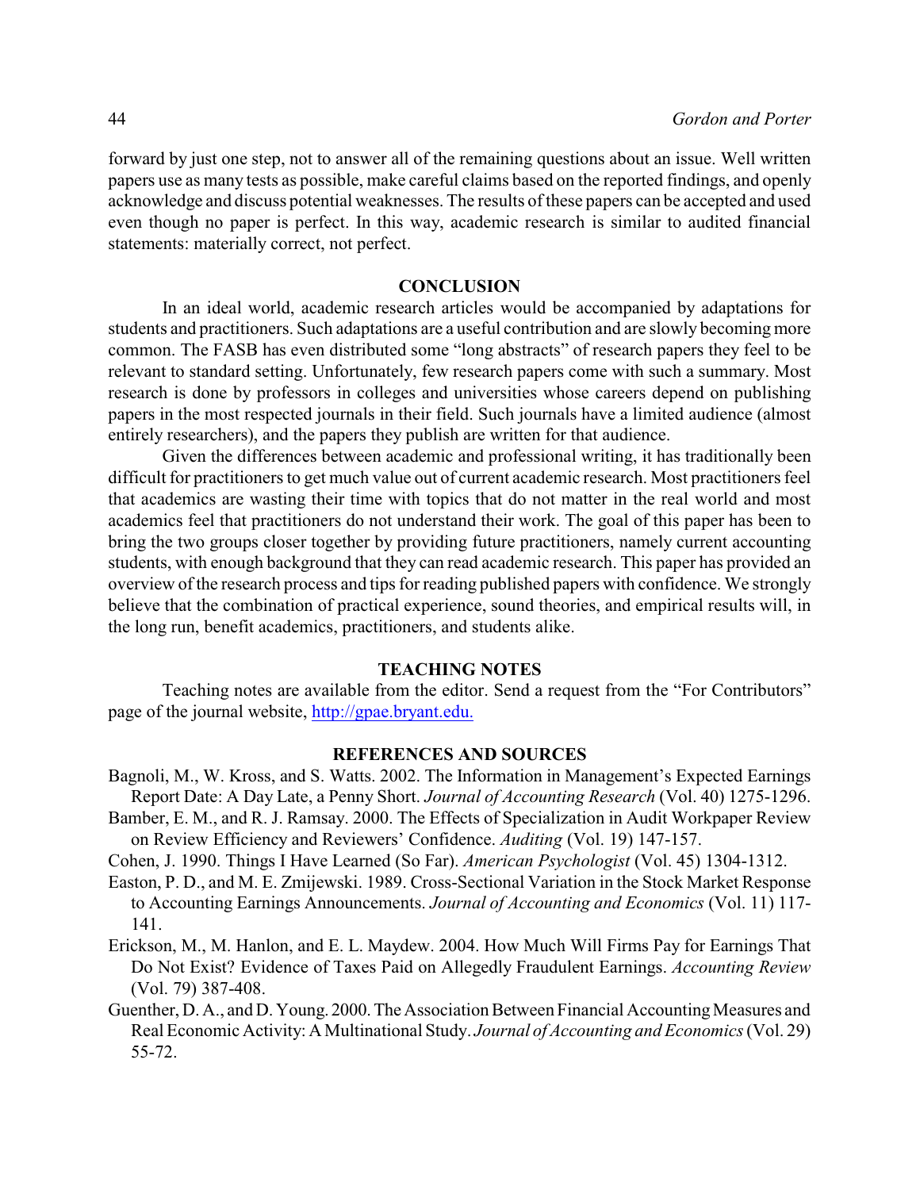forward by just one step, not to answer all of the remaining questions about an issue. Well written papers use as many tests as possible, make careful claims based on the reported findings, and openly acknowledge and discuss potential weaknesses. The results of these papers can be accepted and used even though no paper is perfect. In this way, academic research is similar to audited financial statements: materially correct, not perfect.

## CONCLUSION

In an ideal world, academic research articles would be accompanied by adaptations for students and practitioners. Such adaptations are a useful contribution and are slowly becoming more common. The FASB has even distributed some "long abstracts" of research papers they feel to be relevant to standard setting. Unfortunately, few research papers come with such a summary. Most research is done by professors in colleges and universities whose careers depend on publishing papers in the most respected journals in their field. Such journals have a limited audience (almost entirely researchers), and the papers they publish are written for that audience.

Given the differences between academic and professional writing, it has traditionally been difficult for practitioners to get much value out of current academic research. Most practitioners feel that academics are wasting their time with topics that do not matter in the real world and most academics feel that practitioners do not understand their work. The goal of this paper has been to bring the two groups closer together by providing future practitioners, namely current accounting students, with enough background that they can read academic research. This paper has provided an overview of the research process and tips for reading published papers with confidence. We strongly believe that the combination of practical experience, sound theories, and empirical results will, in the long run, benefit academics, practitioners, and students alike.

## TEACHING NOTES

Teaching notes are available from the editor. Send a request from the "For Contributors" page of the journal website, http://gpae.bryant.edu.

## REFERENCES AND SOURCES

Bagnoli, M., W. Kross, and S. Watts. 2002. The Information in Management's Expected Earnings Report Date: A Day Late, a Penny Short. *Journal of Accounting Research* (Vol. 40) 1275-1296.

Bamber, E. M., and R. J. Ramsay. 2000. The Effects of Specialization in Audit Workpaper Review on Review Efficiency and Reviewers' Confidence. *Auditing* (Vol. 19) 147-157.

Cohen, J. 1990. Things I Have Learned (So Far). *American Psychologist* (Vol. 45) 1304-1312.

Easton, P. D., and M. E. Zmijewski. 1989. Cross-Sectional Variation in the Stock Market Response to Accounting Earnings Announcements. *Journal of Accounting and Economics* (Vol. 11) 117-141.

Erickson, M., M. Hanlon, and E. L. Maydew. 2004. How Much Will Firms Pay for Earnings That Do Not Exist? Evidence of Taxes Paid on Allegedly Fraudulent Earnings. *Accounting Review* (Vol. 79) 387-408.

Guenther, D. A., and D. Young. 2000. The Association Between Financial Accounting Measures and Real Economic Activity: A Multinational Study. *Journal of Accounting and Economics* (Vol. 29) 55-72.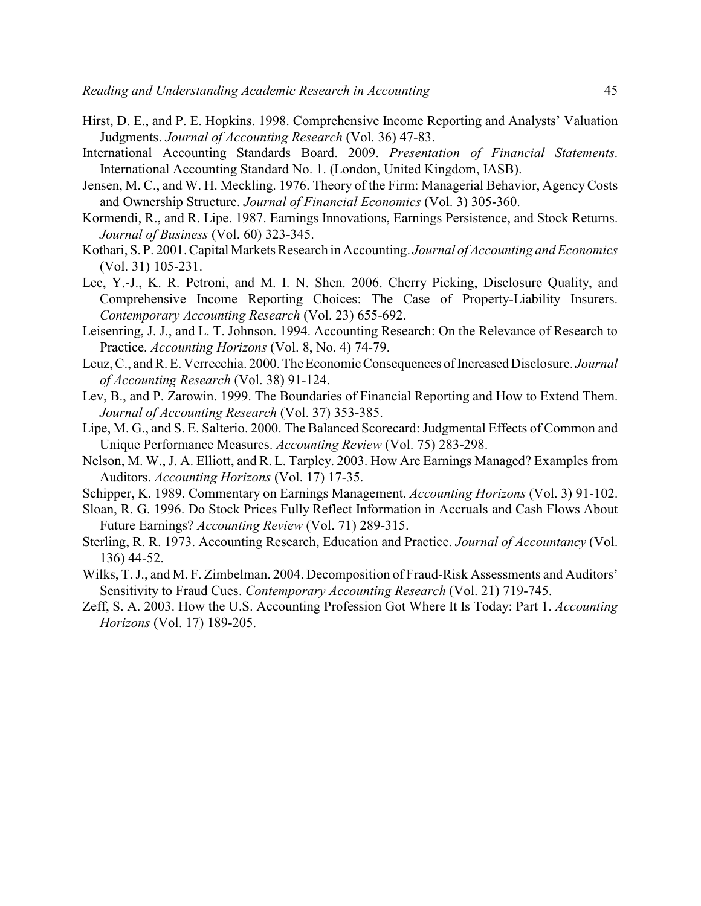Hirst, D. E., and P. E. Hopkins. 1998. Comprehensive Income Reporting and Analysts' Valuation Judgments. *Journal of Accounting Research* (Vol. 36) 47-83.

International Accounting Standards Board. 2009. *Presentation of Financial Statements*. International Accounting Standard No. 1. (London, United Kingdom, IASB).

Jensen, M. C., and W. H. Meckling. 1976. Theory of the Firm: Managerial Behavior, Agency Costs and Ownership Structure. *Journal of Financial Economics* (Vol. 3) 305-360.

Kormendi, R., and R. Lipe. 1987. Earnings Innovations, Earnings Persistence, and Stock Returns. *Journal of Business* (Vol. 60) 323-345.

Kothari, S. P. 2001. Capital Markets Research in Accounting. *Journal of Accounting and Economics* (Vol. 31) 105-231.

Lee, Y.-J., K. R. Petroni, and M. I. N. Shen. 2006. Cherry Picking, Disclosure Quality, and Comprehensive Income Reporting Choices: The Case of Property-Liability Insurers. *Contemporary Accounting Research* (Vol. 23) 655-692.

Leisenring, J. J., and L. T. Johnson. 1994. Accounting Research: On the Relevance of Research to Practice. *Accounting Horizons* (Vol. 8, No. 4) 74-79.

Leuz, C., and R. E. Verrecchia. 2000. The Economic Consequences of Increased Disclosure. *Journal of Accounting Research* (Vol. 38) 91-124.

Lev, B., and P. Zarowin. 1999. The Boundaries of Financial Reporting and How to Extend Them. *Journal of Accounting Research* (Vol. 37) 353-385.

Lipe, M. G., and S. E. Salterio. 2000. The Balanced Scorecard: Judgmental Effects of Common and Unique Performance Measures. *Accounting Review* (Vol. 75) 283-298.

Nelson, M. W., J. A. Elliott, and R. L. Tarpley. 2003. How Are Earnings Managed? Examples from Auditors. *Accounting Horizons* (Vol. 17) 17-35.

Schipper, K. 1989. Commentary on Earnings Management. *Accounting Horizons* (Vol. 3) 91-102.

Sloan, R. G. 1996. Do Stock Prices Fully Reflect Information in Accruals and Cash Flows About Future Earnings? *Accounting Review* (Vol. 71) 289-315.

Sterling, R. R. 1973. Accounting Research, Education and Practice. *Journal of Accountancy* (Vol. 136) 44-52.

Wilks, T. J., and M. F. Zimbelman. 2004. Decomposition of Fraud-Risk Assessments and Auditors' Sensitivity to Fraud Cues. *Contemporary Accounting Research* (Vol. 21) 719-745.

Zeff, S. A. 2003. How the U.S. Accounting Profession Got Where It Is Today: Part 1. *Accounting Horizons* (Vol. 17) 189-205.